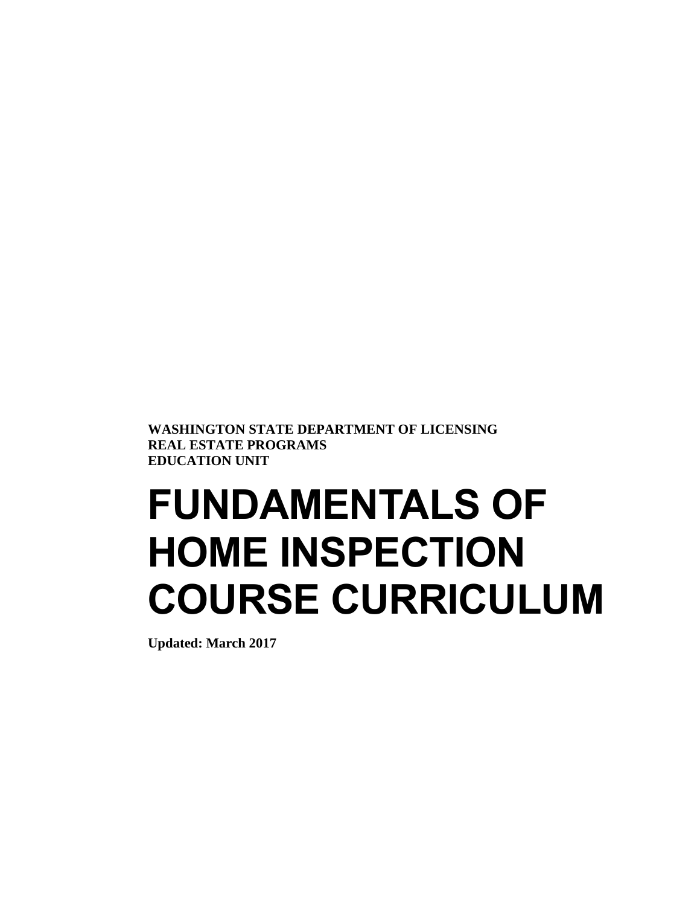**WASHINGTON STATE DEPARTMENT OF LICENSING**
**REAL ESTATE PROGRAMS**
**EDUCATION UNIT**

# FUNDAMENTALS OF HOME INSPECTION COURSE CURRICULUM

**Updated: March 2017**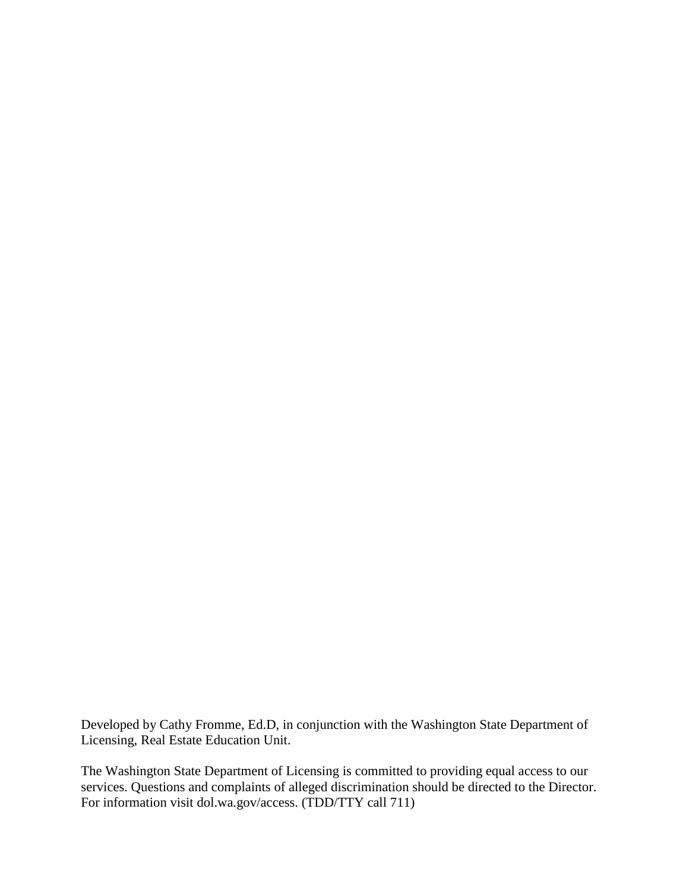Developed by Cathy Fromme, Ed.D, in conjunction with the Washington State Department of Licensing, Real Estate Education Unit.

The Washington State Department of Licensing is committed to providing equal access to our services. Questions and complaints of alleged discrimination should be directed to the Director. For information visit dol.wa.gov/access. (TDD/TTY call 711)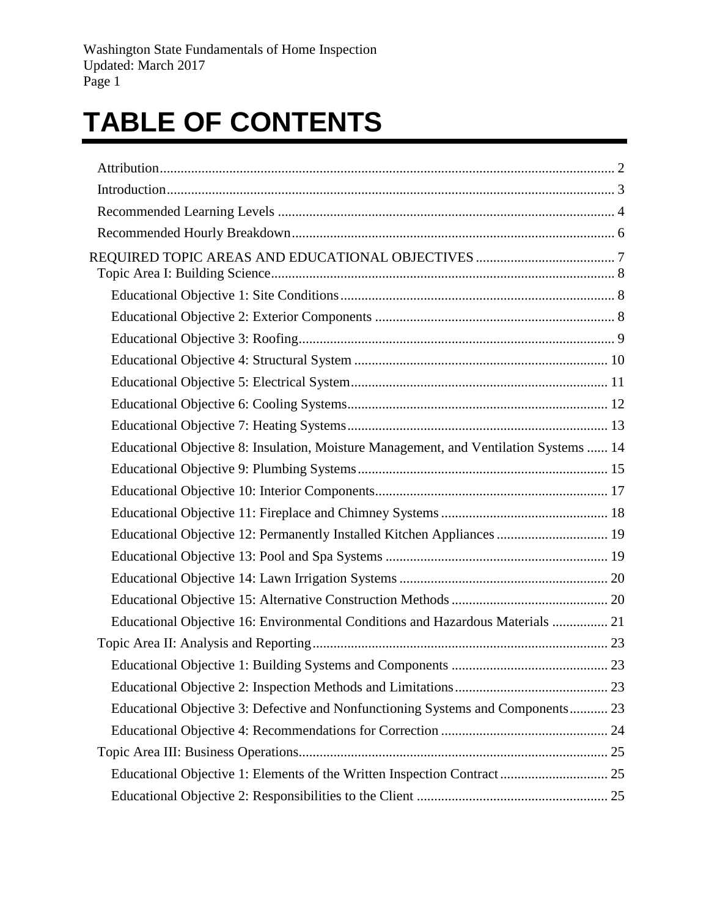# TABLE OF CONTENTS

Attribution ........ 2
Introduction ........ 3
Recommended Learning Levels ........ 4
Recommended Hourly Breakdown ........ 6

REQUIRED TOPIC AREAS AND EDUCATIONAL OBJECTIVES ........ 7
- Topic Area I: Building Science ........ 8
  - Educational Objective 1: Site Conditions ........ 8
  - Educational Objective 2: Exterior Components ........ 8
  - Educational Objective 3: Roofing ........ 9
  - Educational Objective 4: Structural System ........ 10
  - Educational Objective 5: Electrical System ........ 11
  - Educational Objective 6: Cooling Systems ........ 12
  - Educational Objective 7: Heating Systems ........ 13
  - Educational Objective 8: Insulation, Moisture Management, and Ventilation Systems ........ 14
  - Educational Objective 9: Plumbing Systems ........ 15
  - Educational Objective 10: Interior Components ........ 17
  - Educational Objective 11: Fireplace and Chimney Systems ........ 18
  - Educational Objective 12: Permanently Installed Kitchen Appliances ........ 19
  - Educational Objective 13: Pool and Spa Systems ........ 19
  - Educational Objective 14: Lawn Irrigation Systems ........ 20
  - Educational Objective 15: Alternative Construction Methods ........ 20
  - Educational Objective 16: Environmental Conditions and Hazardous Materials ........ 21
- Topic Area II: Analysis and Reporting ........ 23
  - Educational Objective 1: Building Systems and Components ........ 23
  - Educational Objective 2: Inspection Methods and Limitations ........ 23
  - Educational Objective 3: Defective and Nonfunctioning Systems and Components ........ 23
  - Educational Objective 4: Recommendations for Correction ........ 24
- Topic Area III: Business Operations ........ 25
  - Educational Objective 1: Elements of the Written Inspection Contract ........ 25
  - Educational Objective 2: Responsibilities to the Client ........ 25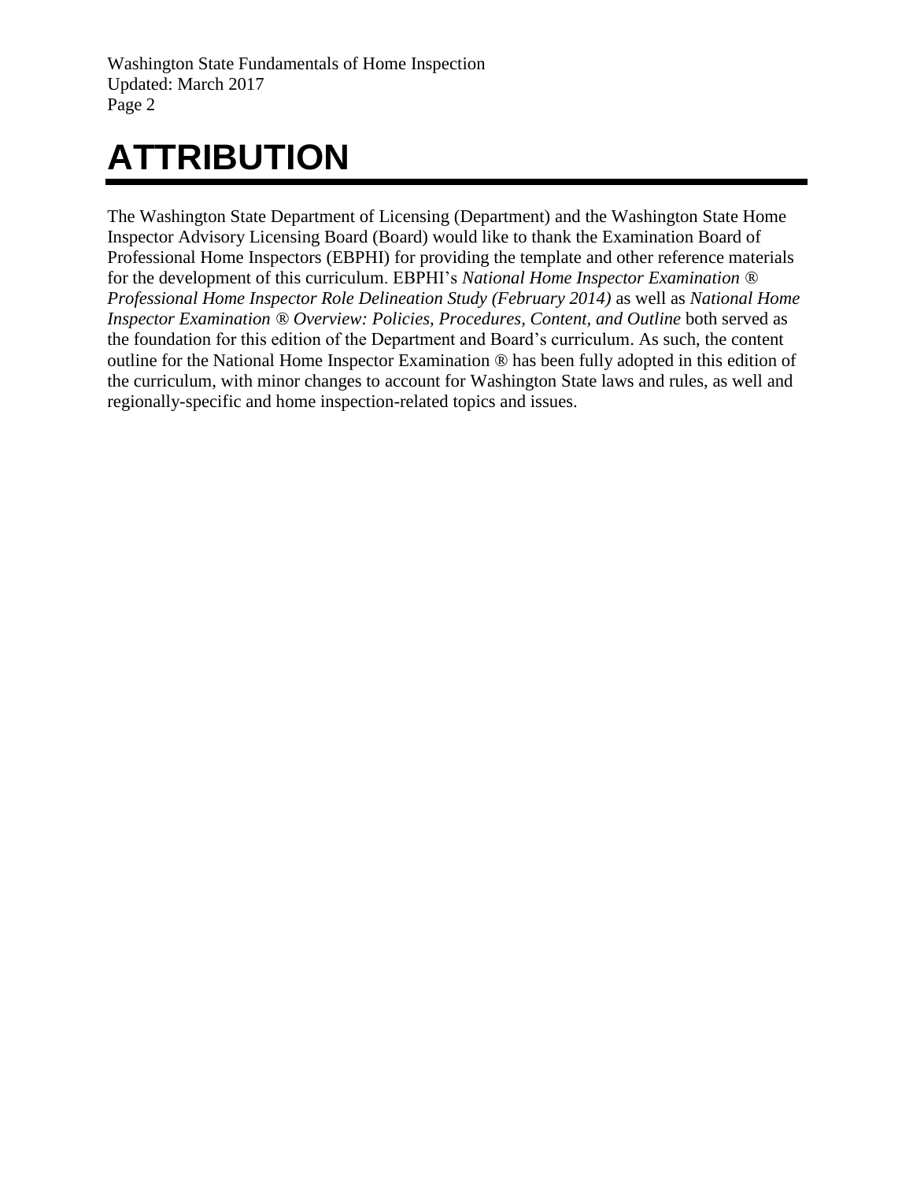# ATTRIBUTION

The Washington State Department of Licensing (Department) and the Washington State Home Inspector Advisory Licensing Board (Board) would like to thank the Examination Board of Professional Home Inspectors (EBPHI) for providing the template and other reference materials for the development of this curriculum. EBPHI's *National Home Inspector Examination ® Professional Home Inspector Role Delineation Study (February 2014)* as well as *National Home Inspector Examination ® Overview: Policies, Procedures, Content, and Outline* both served as the foundation for this edition of the Department and Board's curriculum. As such, the content outline for the National Home Inspector Examination ® has been fully adopted in this edition of the curriculum, with minor changes to account for Washington State laws and rules, as well and regionally-specific and home inspection-related topics and issues.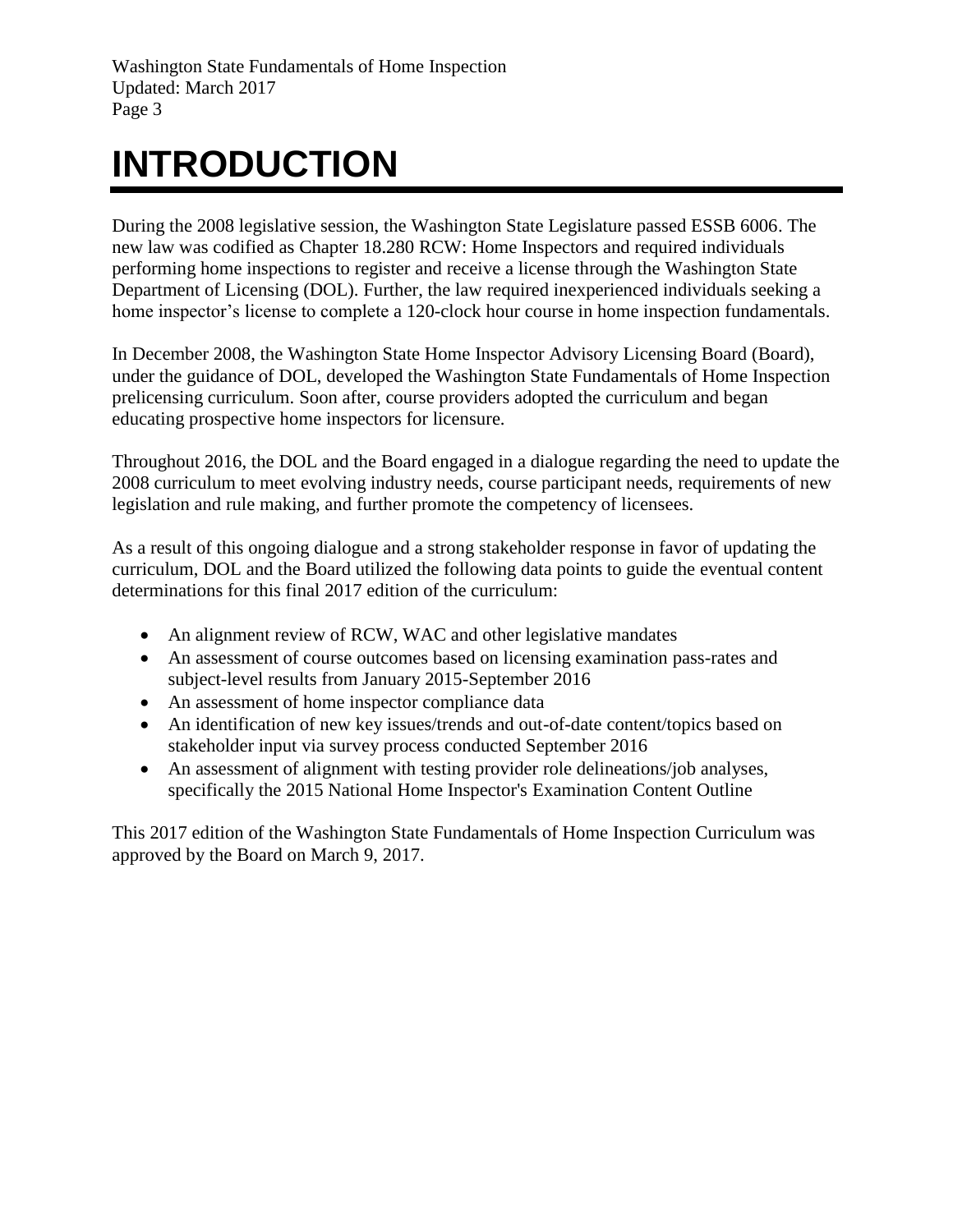# INTRODUCTION

During the 2008 legislative session, the Washington State Legislature passed ESSB 6006. The new law was codified as Chapter 18.280 RCW: Home Inspectors and required individuals performing home inspections to register and receive a license through the Washington State Department of Licensing (DOL). Further, the law required inexperienced individuals seeking a home inspector's license to complete a 120-clock hour course in home inspection fundamentals.

In December 2008, the Washington State Home Inspector Advisory Licensing Board (Board), under the guidance of DOL, developed the Washington State Fundamentals of Home Inspection prelicensing curriculum. Soon after, course providers adopted the curriculum and began educating prospective home inspectors for licensure.

Throughout 2016, the DOL and the Board engaged in a dialogue regarding the need to update the 2008 curriculum to meet evolving industry needs, course participant needs, requirements of new legislation and rule making, and further promote the competency of licensees.

As a result of this ongoing dialogue and a strong stakeholder response in favor of updating the curriculum, DOL and the Board utilized the following data points to guide the eventual content determinations for this final 2017 edition of the curriculum:

- An alignment review of RCW, WAC and other legislative mandates
- An assessment of course outcomes based on licensing examination pass-rates and subject-level results from January 2015-September 2016
- An assessment of home inspector compliance data
- An identification of new key issues/trends and out-of-date content/topics based on stakeholder input via survey process conducted September 2016
- An assessment of alignment with testing provider role delineations/job analyses, specifically the 2015 National Home Inspector's Examination Content Outline

This 2017 edition of the Washington State Fundamentals of Home Inspection Curriculum was approved by the Board on March 9, 2017.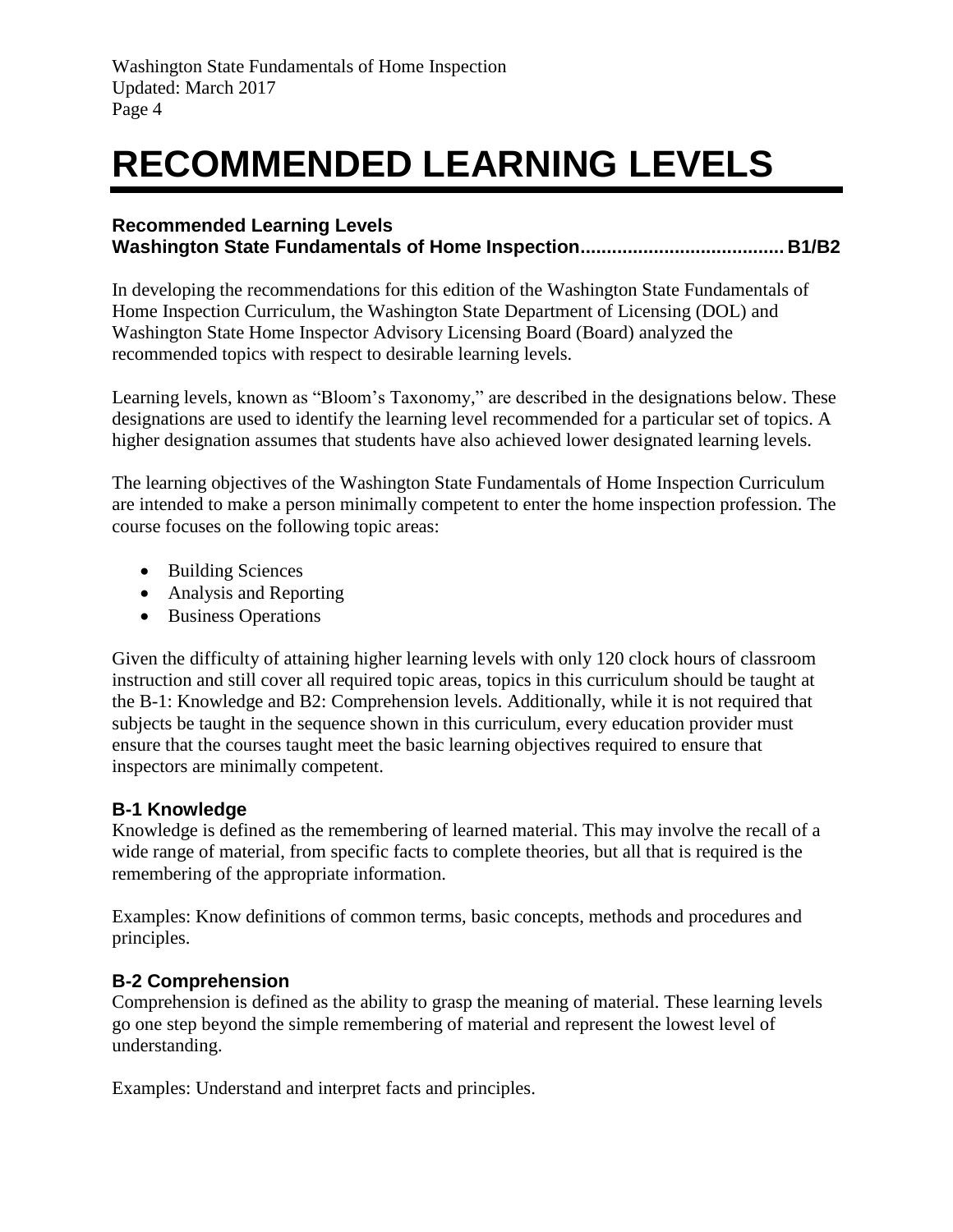# RECOMMENDED LEARNING LEVELS

**Recommended Learning Levels**
**Washington State Fundamentals of Home Inspection....................................... B1/B2**

In developing the recommendations for this edition of the Washington State Fundamentals of Home Inspection Curriculum, the Washington State Department of Licensing (DOL) and Washington State Home Inspector Advisory Licensing Board (Board) analyzed the recommended topics with respect to desirable learning levels.

Learning levels, known as "Bloom's Taxonomy," are described in the designations below. These designations are used to identify the learning level recommended for a particular set of topics. A higher designation assumes that students have also achieved lower designated learning levels.

The learning objectives of the Washington State Fundamentals of Home Inspection Curriculum are intended to make a person minimally competent to enter the home inspection profession. The course focuses on the following topic areas:

- Building Sciences
- Analysis and Reporting
- Business Operations

Given the difficulty of attaining higher learning levels with only 120 clock hours of classroom instruction and still cover all required topic areas, topics in this curriculum should be taught at the B-1: Knowledge and B2: Comprehension levels. Additionally, while it is not required that subjects be taught in the sequence shown in this curriculum, every education provider must ensure that the courses taught meet the basic learning objectives required to ensure that inspectors are minimally competent.

### B-1 Knowledge

Knowledge is defined as the remembering of learned material. This may involve the recall of a wide range of material, from specific facts to complete theories, but all that is required is the remembering of the appropriate information.

Examples: Know definitions of common terms, basic concepts, methods and procedures and principles.

### B-2 Comprehension

Comprehension is defined as the ability to grasp the meaning of material. These learning levels go one step beyond the simple remembering of material and represent the lowest level of understanding.

Examples: Understand and interpret facts and principles.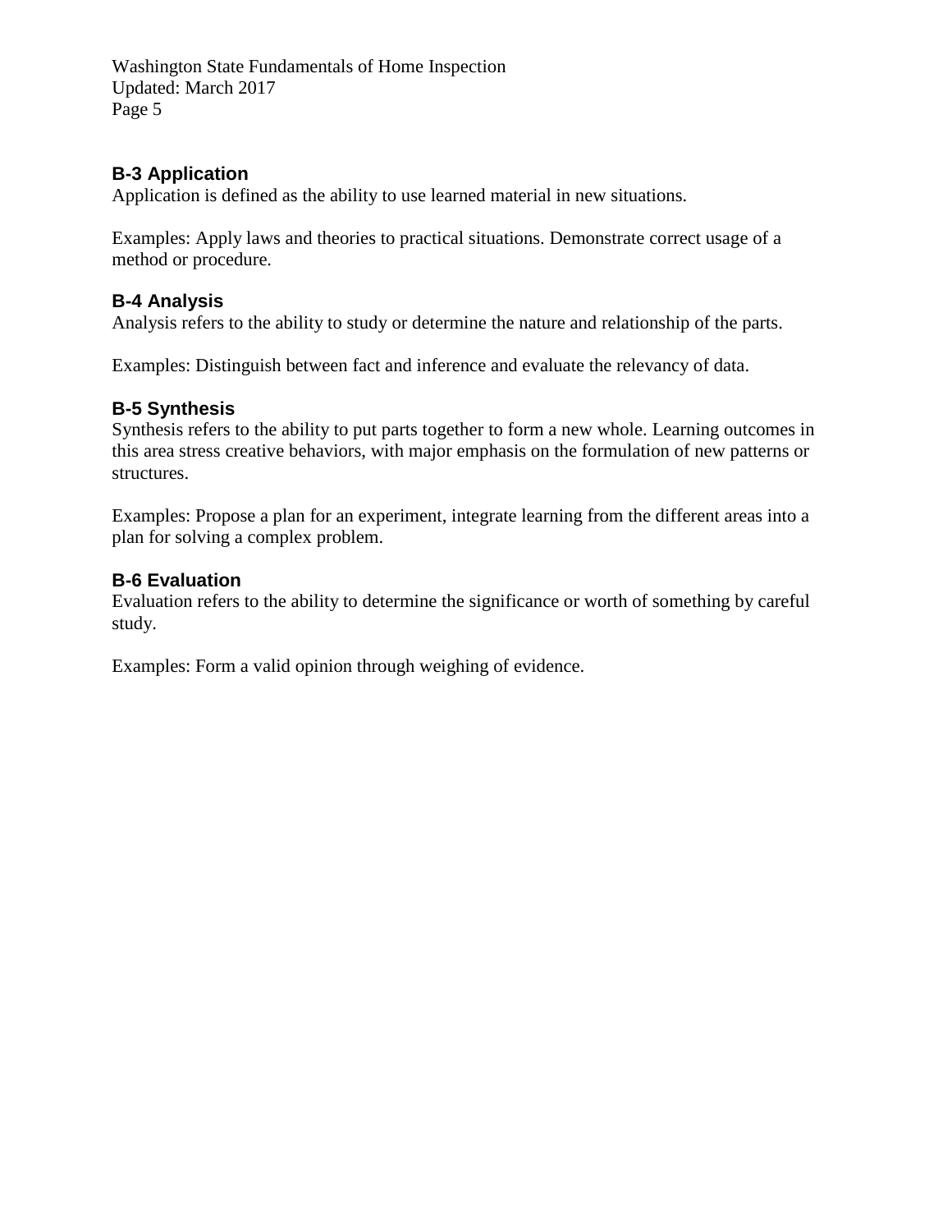### B-3 Application

Application is defined as the ability to use learned material in new situations.

Examples: Apply laws and theories to practical situations. Demonstrate correct usage of a method or procedure.

### B-4 Analysis

Analysis refers to the ability to study or determine the nature and relationship of the parts.

Examples: Distinguish between fact and inference and evaluate the relevancy of data.

### B-5 Synthesis

Synthesis refers to the ability to put parts together to form a new whole. Learning outcomes in this area stress creative behaviors, with major emphasis on the formulation of new patterns or structures.

Examples: Propose a plan for an experiment, integrate learning from the different areas into a plan for solving a complex problem.

### B-6 Evaluation

Evaluation refers to the ability to determine the significance or worth of something by careful study.

Examples: Form a valid opinion through weighing of evidence.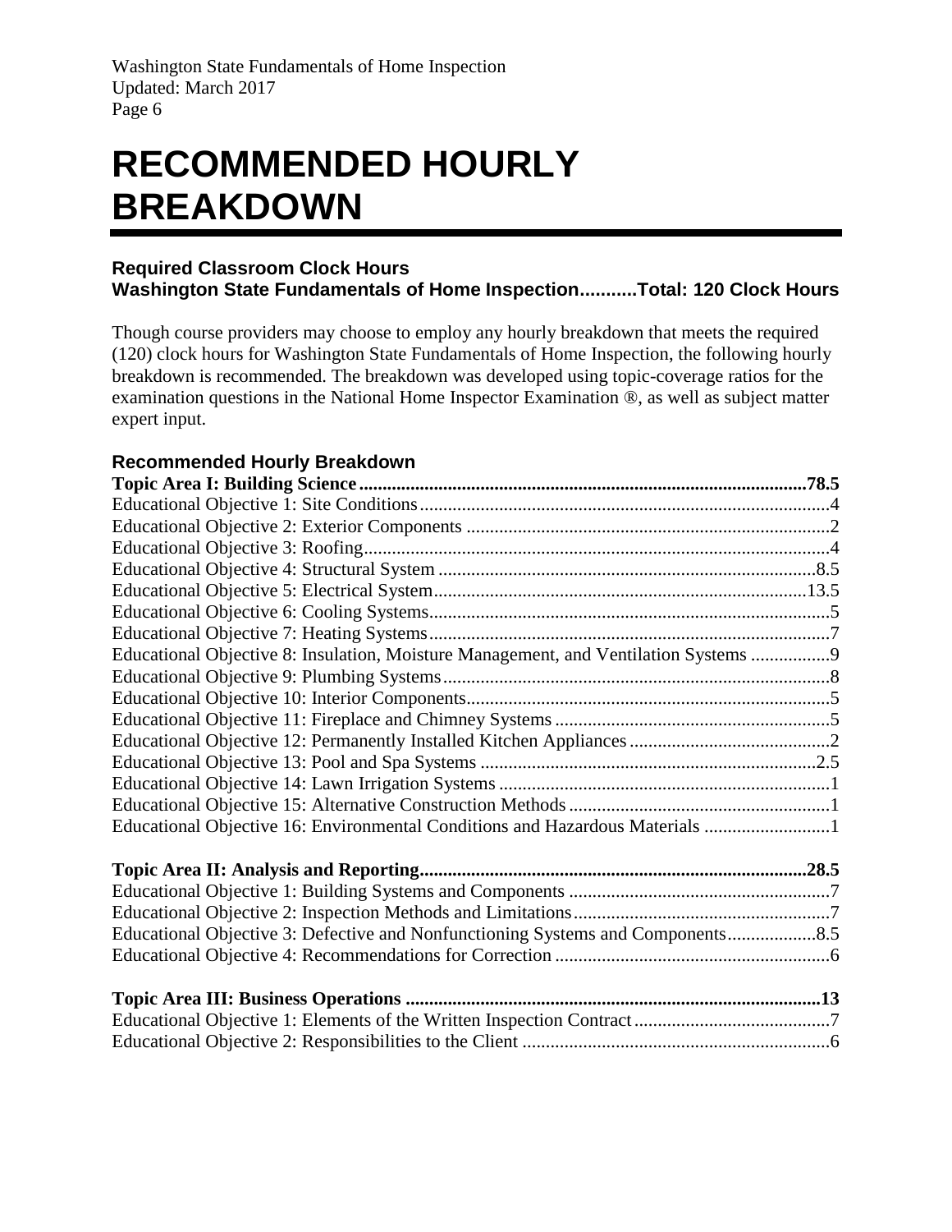# RECOMMENDED HOURLY BREAKDOWN

**Required Classroom Clock Hours**
**Washington State Fundamentals of Home Inspection..........Total: 120 Clock Hours**

Though course providers may choose to employ any hourly breakdown that meets the required (120) clock hours for Washington State Fundamentals of Home Inspection, the following hourly breakdown is recommended. The breakdown was developed using topic-coverage ratios for the examination questions in the National Home Inspector Examination ®, as well as subject matter expert input.

### Recommended Hourly Breakdown

**Topic Area I: Building Science..........78.5**
Educational Objective 1: Site Conditions..........4
Educational Objective 2: Exterior Components..........2
Educational Objective 3: Roofing..........4
Educational Objective 4: Structural System..........8.5
Educational Objective 5: Electrical System..........13.5
Educational Objective 6: Cooling Systems..........5
Educational Objective 7: Heating Systems..........7
Educational Objective 8: Insulation, Moisture Management, and Ventilation Systems..........9
Educational Objective 9: Plumbing Systems..........8
Educational Objective 10: Interior Components..........5
Educational Objective 11: Fireplace and Chimney Systems..........5
Educational Objective 12: Permanently Installed Kitchen Appliances..........2
Educational Objective 13: Pool and Spa Systems..........2.5
Educational Objective 14: Lawn Irrigation Systems..........1
Educational Objective 15: Alternative Construction Methods..........1
Educational Objective 16: Environmental Conditions and Hazardous Materials..........1

**Topic Area II: Analysis and Reporting..........28.5**
Educational Objective 1: Building Systems and Components..........7
Educational Objective 2: Inspection Methods and Limitations..........7
Educational Objective 3: Defective and Nonfunctioning Systems and Components..........8.5
Educational Objective 4: Recommendations for Correction..........6

**Topic Area III: Business Operations..........13**
Educational Objective 1: Elements of the Written Inspection Contract..........7
Educational Objective 2: Responsibilities to the Client..........6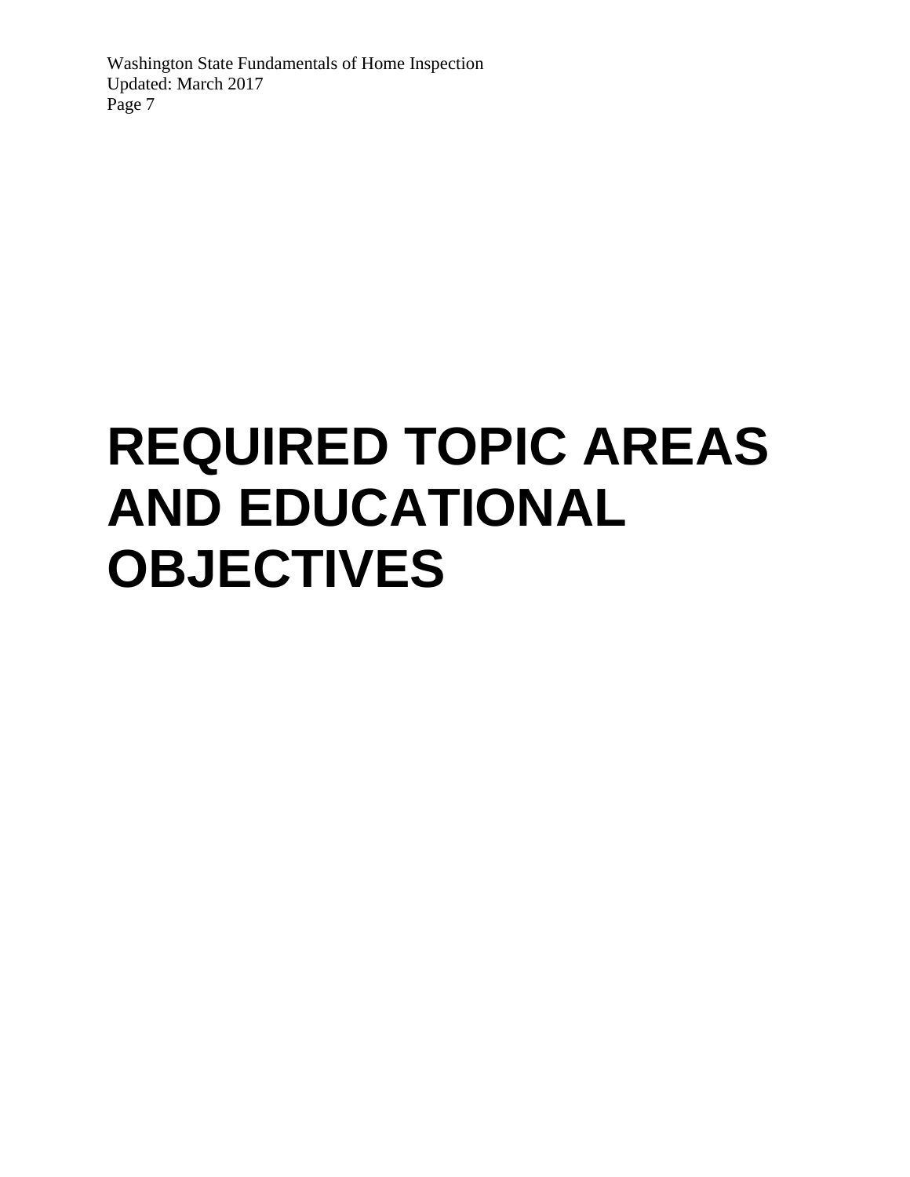# REQUIRED TOPIC AREAS AND EDUCATIONAL OBJECTIVES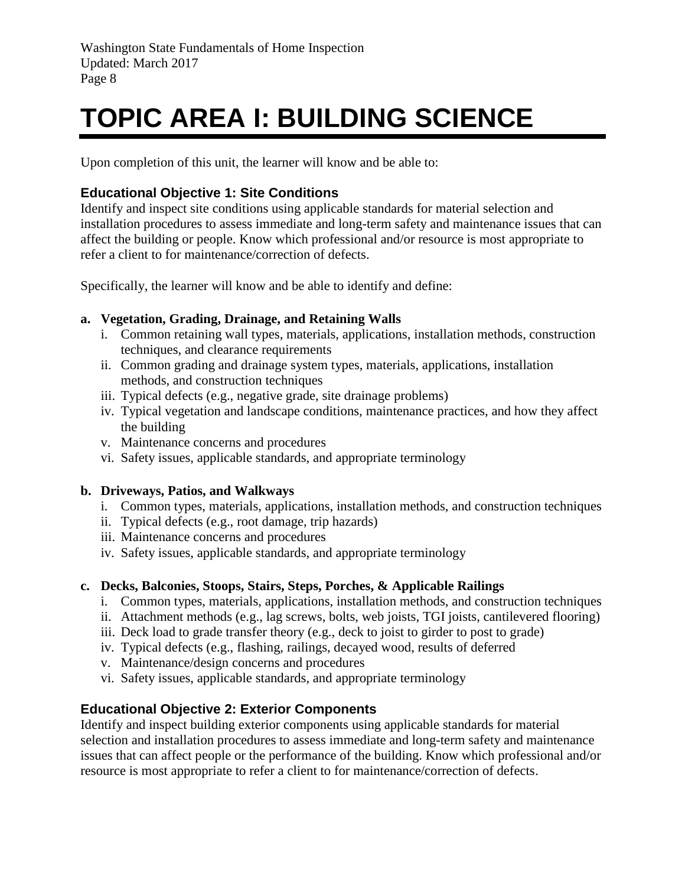# TOPIC AREA I: BUILDING SCIENCE

Upon completion of this unit, the learner will know and be able to:

### Educational Objective 1: Site Conditions

Identify and inspect site conditions using applicable standards for material selection and installation procedures to assess immediate and long-term safety and maintenance issues that can affect the building or people. Know which professional and/or resource is most appropriate to refer a client to for maintenance/correction of defects.

Specifically, the learner will know and be able to identify and define:

**a. Vegetation, Grading, Drainage, and Retaining Walls**

- i. Common retaining wall types, materials, applications, installation methods, construction techniques, and clearance requirements
- ii. Common grading and drainage system types, materials, applications, installation methods, and construction techniques
- iii. Typical defects (e.g., negative grade, site drainage problems)
- iv. Typical vegetation and landscape conditions, maintenance practices, and how they affect the building
- v. Maintenance concerns and procedures
- vi. Safety issues, applicable standards, and appropriate terminology

**b. Driveways, Patios, and Walkways**

- i. Common types, materials, applications, installation methods, and construction techniques
- ii. Typical defects (e.g., root damage, trip hazards)
- iii. Maintenance concerns and procedures
- iv. Safety issues, applicable standards, and appropriate terminology

**c. Decks, Balconies, Stoops, Stairs, Steps, Porches, & Applicable Railings**

- i. Common types, materials, applications, installation methods, and construction techniques
- ii. Attachment methods (e.g., lag screws, bolts, web joists, TGI joists, cantilevered flooring)
- iii. Deck load to grade transfer theory (e.g., deck to joist to girder to post to grade)
- iv. Typical defects (e.g., flashing, railings, decayed wood, results of deferred
- v. Maintenance/design concerns and procedures
- vi. Safety issues, applicable standards, and appropriate terminology

### Educational Objective 2: Exterior Components

Identify and inspect building exterior components using applicable standards for material selection and installation procedures to assess immediate and long-term safety and maintenance issues that can affect people or the performance of the building. Know which professional and/or resource is most appropriate to refer a client to for maintenance/correction of defects.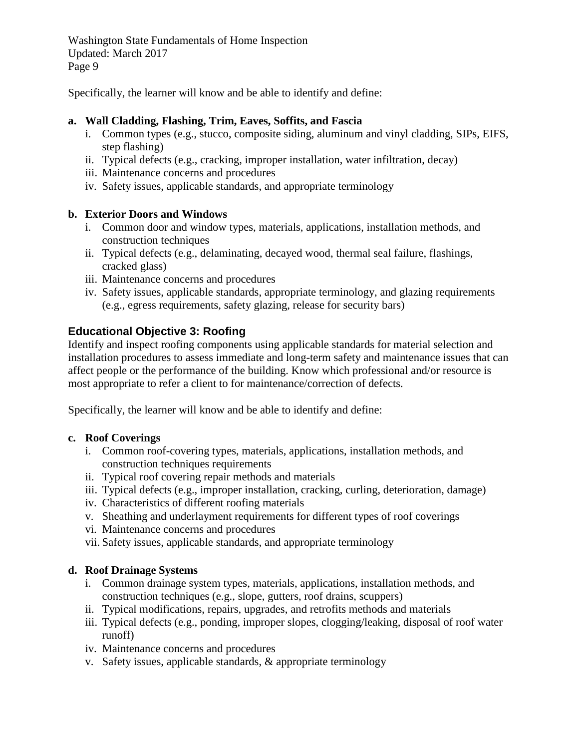Specifically, the learner will know and be able to identify and define:

**a. Wall Cladding, Flashing, Trim, Eaves, Soffits, and Fascia**

i. Common types (e.g., stucco, composite siding, aluminum and vinyl cladding, SIPs, EIFS, step flashing)
ii. Typical defects (e.g., cracking, improper installation, water infiltration, decay)
iii. Maintenance concerns and procedures
iv. Safety issues, applicable standards, and appropriate terminology

**b. Exterior Doors and Windows**

i. Common door and window types, materials, applications, installation methods, and construction techniques
ii. Typical defects (e.g., delaminating, decayed wood, thermal seal failure, flashings, cracked glass)
iii. Maintenance concerns and procedures
iv. Safety issues, applicable standards, appropriate terminology, and glazing requirements (e.g., egress requirements, safety glazing, release for security bars)

## Educational Objective 3: Roofing

Identify and inspect roofing components using applicable standards for material selection and installation procedures to assess immediate and long-term safety and maintenance issues that can affect people or the performance of the building. Know which professional and/or resource is most appropriate to refer a client to for maintenance/correction of defects.

Specifically, the learner will know and be able to identify and define:

**c. Roof Coverings**

i. Common roof-covering types, materials, applications, installation methods, and construction techniques requirements
ii. Typical roof covering repair methods and materials
iii. Typical defects (e.g., improper installation, cracking, curling, deterioration, damage)
iv. Characteristics of different roofing materials
v. Sheathing and underlayment requirements for different types of roof coverings
vi. Maintenance concerns and procedures
vii. Safety issues, applicable standards, and appropriate terminology

**d. Roof Drainage Systems**

i. Common drainage system types, materials, applications, installation methods, and construction techniques (e.g., slope, gutters, roof drains, scuppers)
ii. Typical modifications, repairs, upgrades, and retrofits methods and materials
iii. Typical defects (e.g., ponding, improper slopes, clogging/leaking, disposal of roof water runoff)
iv. Maintenance concerns and procedures
v. Safety issues, applicable standards, & appropriate terminology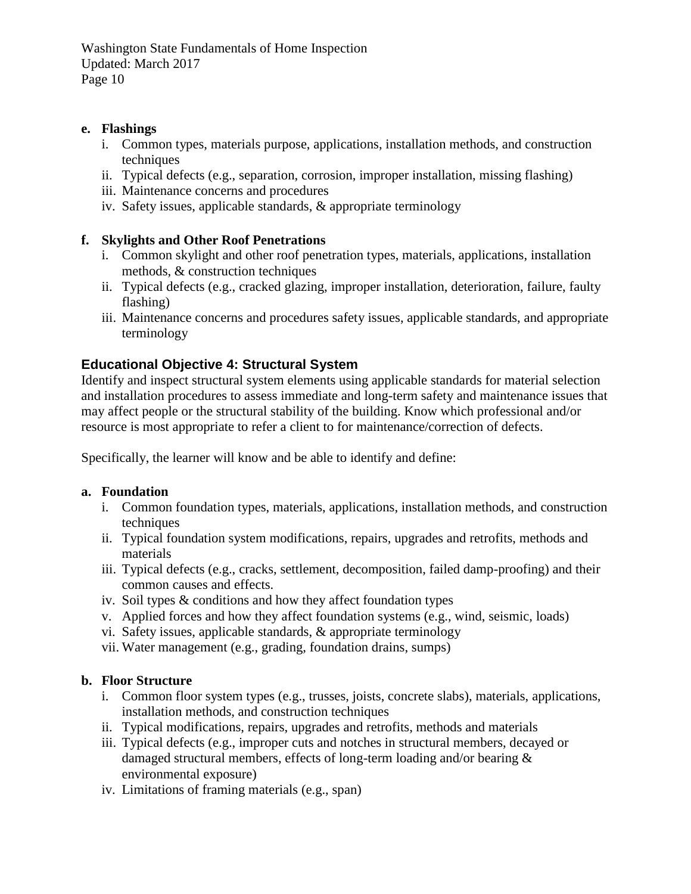**e. Flashings**

i. Common types, materials purpose, applications, installation methods, and construction techniques
ii. Typical defects (e.g., separation, corrosion, improper installation, missing flashing)
iii. Maintenance concerns and procedures
iv. Safety issues, applicable standards, & appropriate terminology

**f. Skylights and Other Roof Penetrations**

i. Common skylight and other roof penetration types, materials, applications, installation methods, & construction techniques
ii. Typical defects (e.g., cracked glazing, improper installation, deterioration, failure, faulty flashing)
iii. Maintenance concerns and procedures safety issues, applicable standards, and appropriate terminology

## Educational Objective 4: Structural System

Identify and inspect structural system elements using applicable standards for material selection and installation procedures to assess immediate and long-term safety and maintenance issues that may affect people or the structural stability of the building. Know which professional and/or resource is most appropriate to refer a client to for maintenance/correction of defects.

Specifically, the learner will know and be able to identify and define:

**a. Foundation**

i. Common foundation types, materials, applications, installation methods, and construction techniques
ii. Typical foundation system modifications, repairs, upgrades and retrofits, methods and materials
iii. Typical defects (e.g., cracks, settlement, decomposition, failed damp-proofing) and their common causes and effects.
iv. Soil types & conditions and how they affect foundation types
v. Applied forces and how they affect foundation systems (e.g., wind, seismic, loads)
vi. Safety issues, applicable standards, & appropriate terminology
vii. Water management (e.g., grading, foundation drains, sumps)

**b. Floor Structure**

i. Common floor system types (e.g., trusses, joists, concrete slabs), materials, applications, installation methods, and construction techniques
ii. Typical modifications, repairs, upgrades and retrofits, methods and materials
iii. Typical defects (e.g., improper cuts and notches in structural members, decayed or damaged structural members, effects of long-term loading and/or bearing & environmental exposure)
iv. Limitations of framing materials (e.g., span)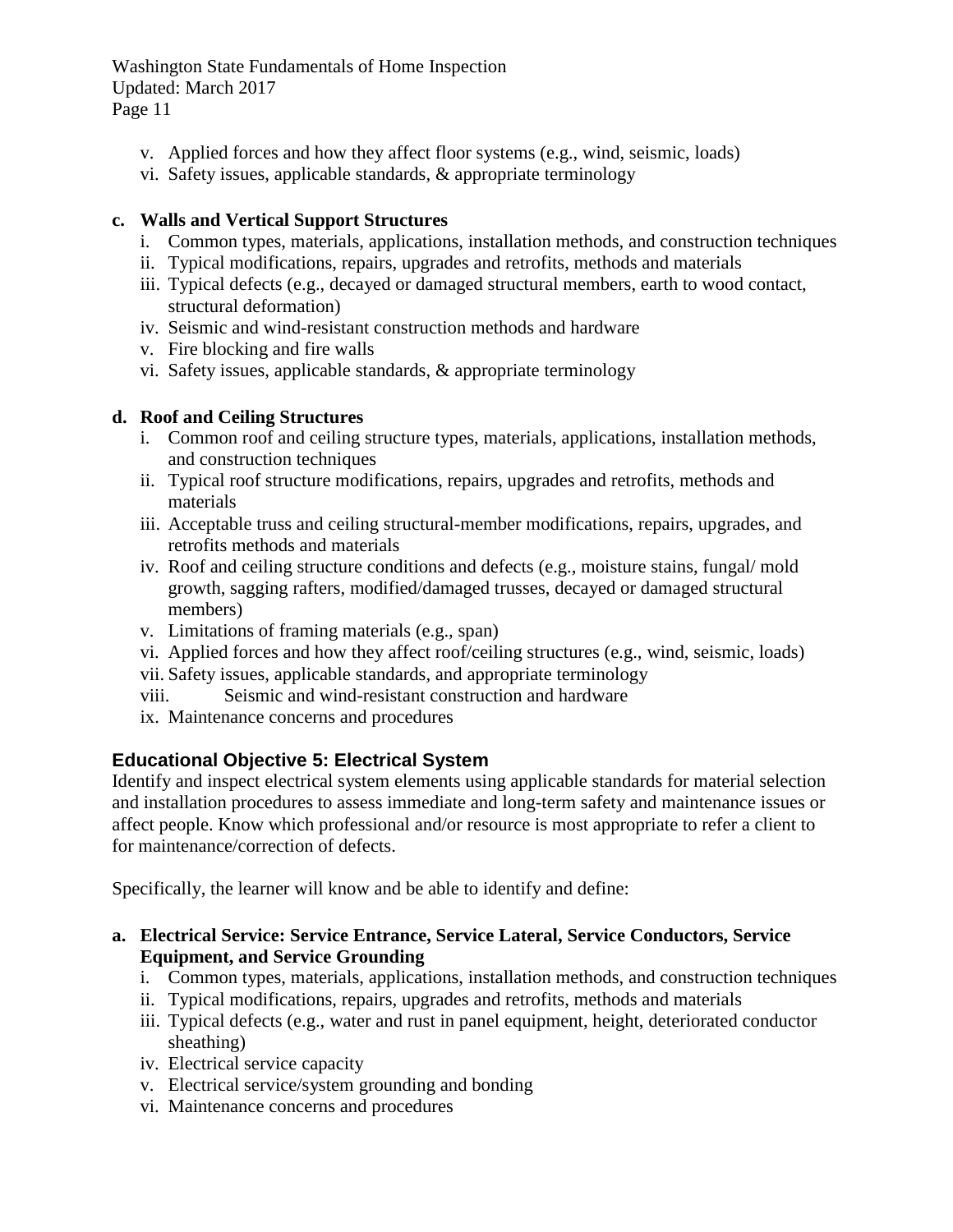v. Applied forces and how they affect floor systems (e.g., wind, seismic, loads)
vi. Safety issues, applicable standards, & appropriate terminology

**c. Walls and Vertical Support Structures**

i. Common types, materials, applications, installation methods, and construction techniques
ii. Typical modifications, repairs, upgrades and retrofits, methods and materials
iii. Typical defects (e.g., decayed or damaged structural members, earth to wood contact, structural deformation)
iv. Seismic and wind-resistant construction methods and hardware
v. Fire blocking and fire walls
vi. Safety issues, applicable standards, & appropriate terminology

**d. Roof and Ceiling Structures**

i. Common roof and ceiling structure types, materials, applications, installation methods, and construction techniques
ii. Typical roof structure modifications, repairs, upgrades and retrofits, methods and materials
iii. Acceptable truss and ceiling structural-member modifications, repairs, upgrades, and retrofits methods and materials
iv. Roof and ceiling structure conditions and defects (e.g., moisture stains, fungal/ mold growth, sagging rafters, modified/damaged trusses, decayed or damaged structural members)
v. Limitations of framing materials (e.g., span)
vi. Applied forces and how they affect roof/ceiling structures (e.g., wind, seismic, loads)
vii. Safety issues, applicable standards, and appropriate terminology
viii. Seismic and wind-resistant construction and hardware
ix. Maintenance concerns and procedures

## Educational Objective 5: Electrical System

Identify and inspect electrical system elements using applicable standards for material selection and installation procedures to assess immediate and long-term safety and maintenance issues or affect people. Know which professional and/or resource is most appropriate to refer a client to for maintenance/correction of defects.

Specifically, the learner will know and be able to identify and define:

**a. Electrical Service: Service Entrance, Service Lateral, Service Conductors, Service Equipment, and Service Grounding**

i. Common types, materials, applications, installation methods, and construction techniques
ii. Typical modifications, repairs, upgrades and retrofits, methods and materials
iii. Typical defects (e.g., water and rust in panel equipment, height, deteriorated conductor sheathing)
iv. Electrical service capacity
v. Electrical service/system grounding and bonding
vi. Maintenance concerns and procedures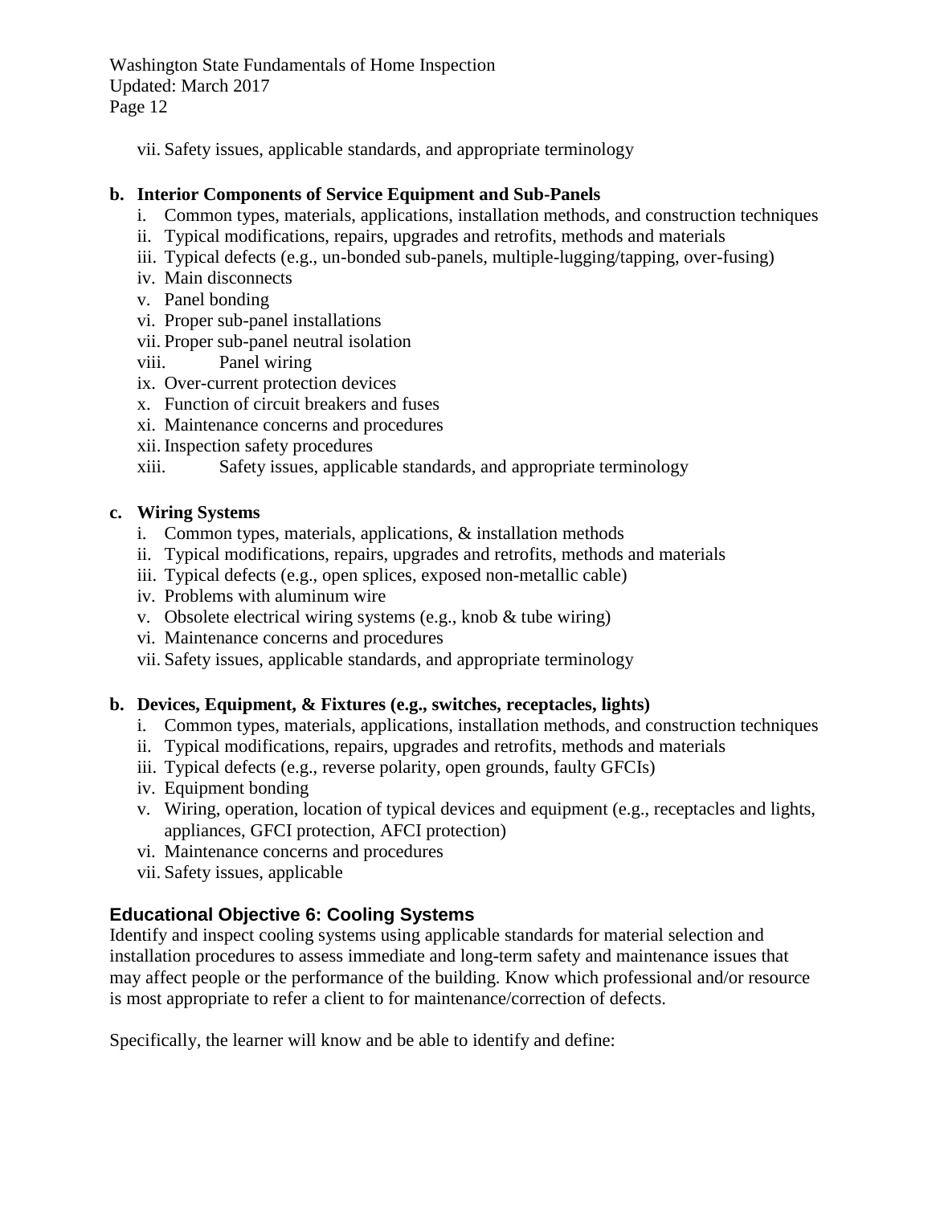vii. Safety issues, applicable standards, and appropriate terminology

**b. Interior Components of Service Equipment and Sub-Panels**

i. Common types, materials, applications, installation methods, and construction techniques
ii. Typical modifications, repairs, upgrades and retrofits, methods and materials
iii. Typical defects (e.g., un-bonded sub-panels, multiple-lugging/tapping, over-fusing)
iv. Main disconnects
v. Panel bonding
vi. Proper sub-panel installations
vii. Proper sub-panel neutral isolation
viii. Panel wiring
ix. Over-current protection devices
x. Function of circuit breakers and fuses
xi. Maintenance concerns and procedures
xii. Inspection safety procedures
xiii. Safety issues, applicable standards, and appropriate terminology

**c. Wiring Systems**

i. Common types, materials, applications, & installation methods
ii. Typical modifications, repairs, upgrades and retrofits, methods and materials
iii. Typical defects (e.g., open splices, exposed non-metallic cable)
iv. Problems with aluminum wire
v. Obsolete electrical wiring systems (e.g., knob & tube wiring)
vi. Maintenance concerns and procedures
vii. Safety issues, applicable standards, and appropriate terminology

**b. Devices, Equipment, & Fixtures (e.g., switches, receptacles, lights)**

i. Common types, materials, applications, installation methods, and construction techniques
ii. Typical modifications, repairs, upgrades and retrofits, methods and materials
iii. Typical defects (e.g., reverse polarity, open grounds, faulty GFCIs)
iv. Equipment bonding
v. Wiring, operation, location of typical devices and equipment (e.g., receptacles and lights, appliances, GFCI protection, AFCI protection)
vi. Maintenance concerns and procedures
vii. Safety issues, applicable

## Educational Objective 6: Cooling Systems

Identify and inspect cooling systems using applicable standards for material selection and installation procedures to assess immediate and long-term safety and maintenance issues that may affect people or the performance of the building. Know which professional and/or resource is most appropriate to refer a client to for maintenance/correction of defects.

Specifically, the learner will know and be able to identify and define: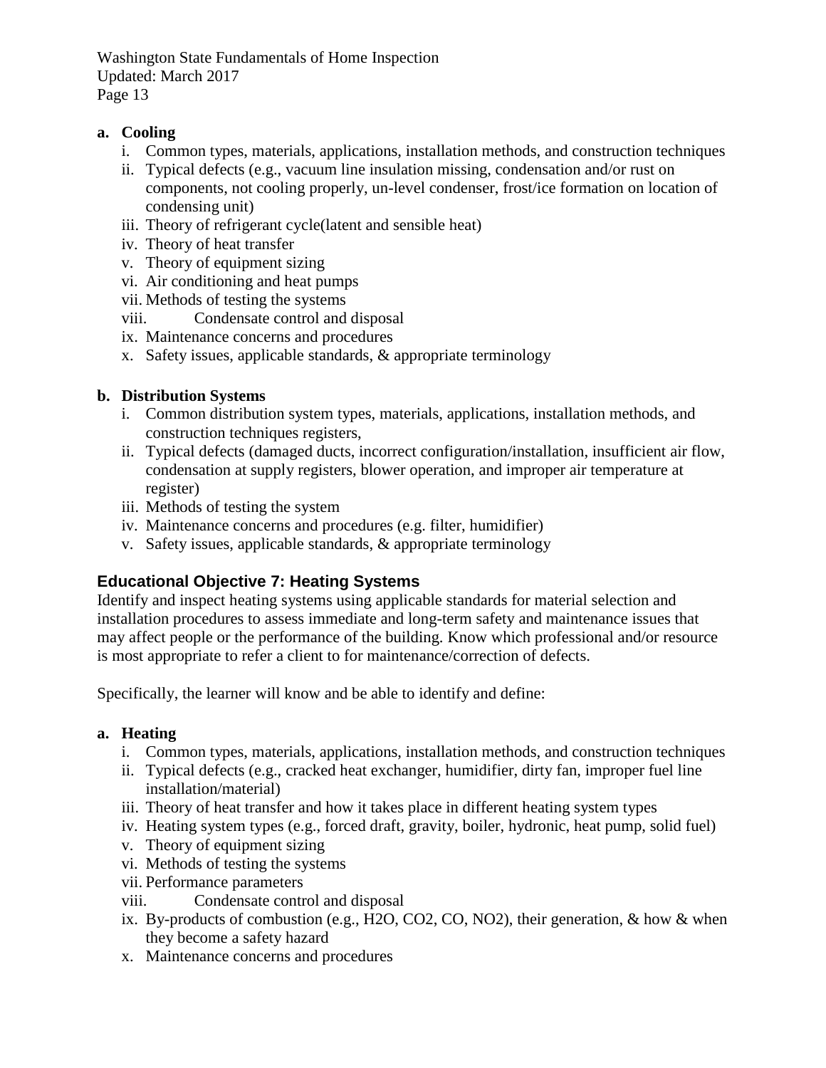**a. Cooling**

i. Common types, materials, applications, installation methods, and construction techniques
ii. Typical defects (e.g., vacuum line insulation missing, condensation and/or rust on components, not cooling properly, un-level condenser, frost/ice formation on location of condensing unit)
iii. Theory of refrigerant cycle(latent and sensible heat)
iv. Theory of heat transfer
v. Theory of equipment sizing
vi. Air conditioning and heat pumps
vii. Methods of testing the systems
viii. Condensate control and disposal
ix. Maintenance concerns and procedures
x. Safety issues, applicable standards, & appropriate terminology

**b. Distribution Systems**

i. Common distribution system types, materials, applications, installation methods, and construction techniques registers,
ii. Typical defects (damaged ducts, incorrect configuration/installation, insufficient air flow, condensation at supply registers, blower operation, and improper air temperature at register)
iii. Methods of testing the system
iv. Maintenance concerns and procedures (e.g. filter, humidifier)
v. Safety issues, applicable standards, & appropriate terminology

### Educational Objective 7: Heating Systems

Identify and inspect heating systems using applicable standards for material selection and installation procedures to assess immediate and long-term safety and maintenance issues that may affect people or the performance of the building. Know which professional and/or resource is most appropriate to refer a client to for maintenance/correction of defects.

Specifically, the learner will know and be able to identify and define:

**a. Heating**

i. Common types, materials, applications, installation methods, and construction techniques
ii. Typical defects (e.g., cracked heat exchanger, humidifier, dirty fan, improper fuel line installation/material)
iii. Theory of heat transfer and how it takes place in different heating system types
iv. Heating system types (e.g., forced draft, gravity, boiler, hydronic, heat pump, solid fuel)
v. Theory of equipment sizing
vi. Methods of testing the systems
vii. Performance parameters
viii. Condensate control and disposal
ix. By-products of combustion (e.g., $H_2O$, $CO_2$, CO, $NO_2$), their generation, & how & when they become a safety hazard
x. Maintenance concerns and procedures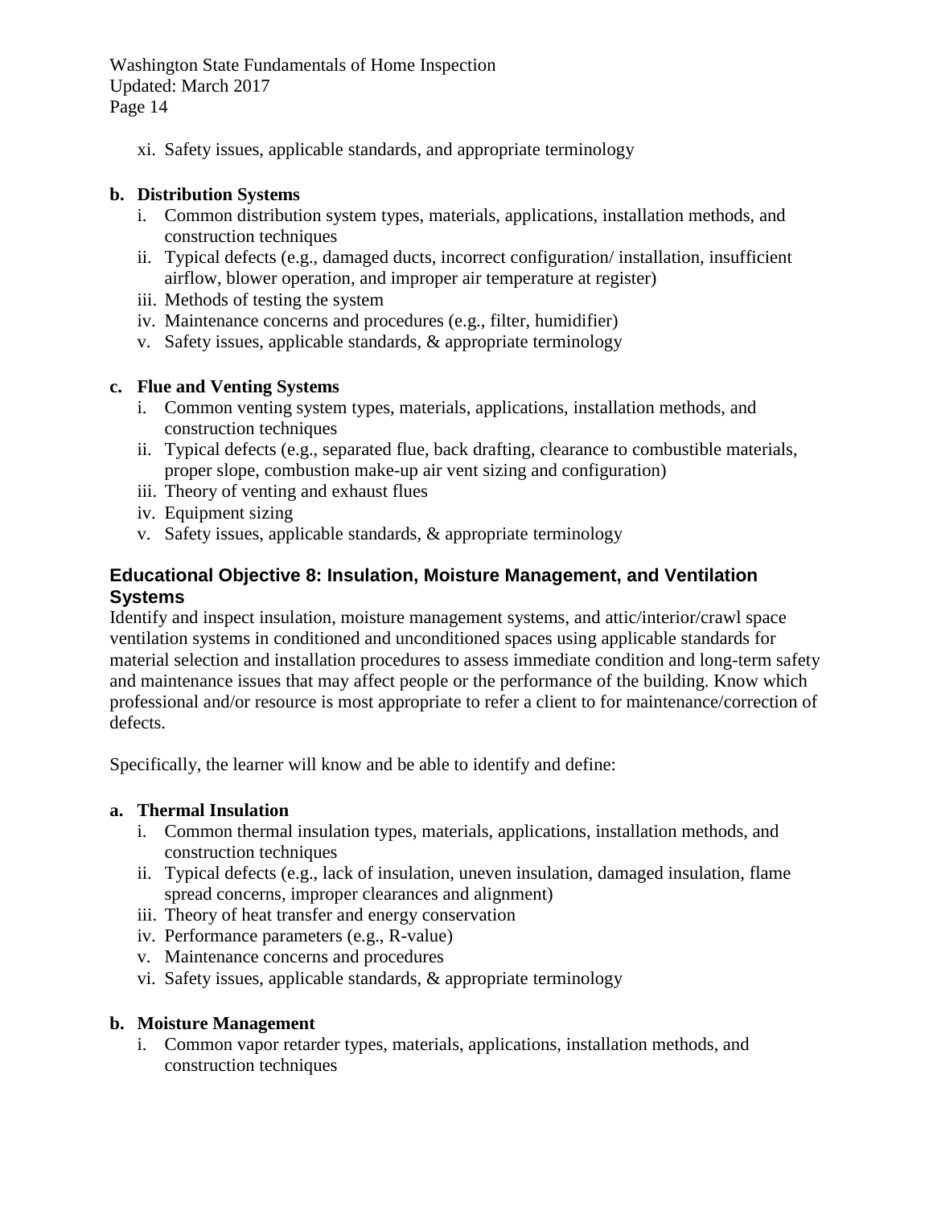xi. Safety issues, applicable standards, and appropriate terminology

**b. Distribution Systems**

i. Common distribution system types, materials, applications, installation methods, and construction techniques
ii. Typical defects (e.g., damaged ducts, incorrect configuration/ installation, insufficient airflow, blower operation, and improper air temperature at register)
iii. Methods of testing the system
iv. Maintenance concerns and procedures (e.g., filter, humidifier)
v. Safety issues, applicable standards, & appropriate terminology

**c. Flue and Venting Systems**

i. Common venting system types, materials, applications, installation methods, and construction techniques
ii. Typical defects (e.g., separated flue, back drafting, clearance to combustible materials, proper slope, combustion make-up air vent sizing and configuration)
iii. Theory of venting and exhaust flues
iv. Equipment sizing
v. Safety issues, applicable standards, & appropriate terminology

## Educational Objective 8: Insulation, Moisture Management, and Ventilation Systems

Identify and inspect insulation, moisture management systems, and attic/interior/crawl space ventilation systems in conditioned and unconditioned spaces using applicable standards for material selection and installation procedures to assess immediate condition and long-term safety and maintenance issues that may affect people or the performance of the building. Know which professional and/or resource is most appropriate to refer a client to for maintenance/correction of defects.

Specifically, the learner will know and be able to identify and define:

**a. Thermal Insulation**

i. Common thermal insulation types, materials, applications, installation methods, and construction techniques
ii. Typical defects (e.g., lack of insulation, uneven insulation, damaged insulation, flame spread concerns, improper clearances and alignment)
iii. Theory of heat transfer and energy conservation
iv. Performance parameters (e.g., R-value)
v. Maintenance concerns and procedures
vi. Safety issues, applicable standards, & appropriate terminology

**b. Moisture Management**

i. Common vapor retarder types, materials, applications, installation methods, and construction techniques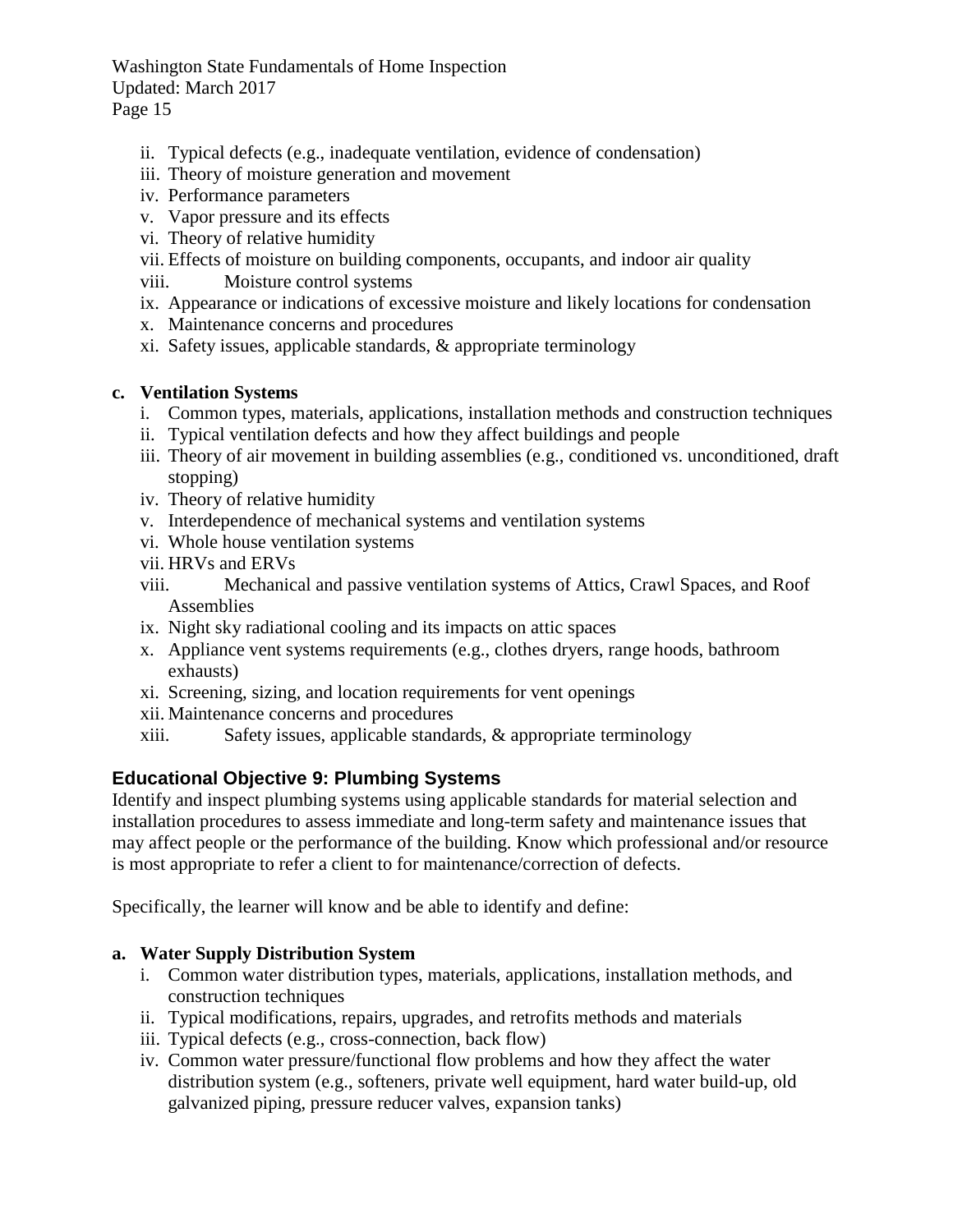ii. Typical defects (e.g., inadequate ventilation, evidence of condensation)
iii. Theory of moisture generation and movement
iv. Performance parameters
v. Vapor pressure and its effects
vi. Theory of relative humidity
vii. Effects of moisture on building components, occupants, and indoor air quality
viii. Moisture control systems
ix. Appearance or indications of excessive moisture and likely locations for condensation
x. Maintenance concerns and procedures
xi. Safety issues, applicable standards, & appropriate terminology

**c. Ventilation Systems**

i. Common types, materials, applications, installation methods and construction techniques
ii. Typical ventilation defects and how they affect buildings and people
iii. Theory of air movement in building assemblies (e.g., conditioned vs. unconditioned, draft stopping)
iv. Theory of relative humidity
v. Interdependence of mechanical systems and ventilation systems
vi. Whole house ventilation systems
vii. HRVs and ERVs
viii. Mechanical and passive ventilation systems of Attics, Crawl Spaces, and Roof Assemblies
ix. Night sky radiational cooling and its impacts on attic spaces
x. Appliance vent systems requirements (e.g., clothes dryers, range hoods, bathroom exhausts)
xi. Screening, sizing, and location requirements for vent openings
xii. Maintenance concerns and procedures
xiii. Safety issues, applicable standards, & appropriate terminology

## Educational Objective 9: Plumbing Systems

Identify and inspect plumbing systems using applicable standards for material selection and installation procedures to assess immediate and long-term safety and maintenance issues that may affect people or the performance of the building. Know which professional and/or resource is most appropriate to refer a client to for maintenance/correction of defects.

Specifically, the learner will know and be able to identify and define:

**a. Water Supply Distribution System**

i. Common water distribution types, materials, applications, installation methods, and construction techniques
ii. Typical modifications, repairs, upgrades, and retrofits methods and materials
iii. Typical defects (e.g., cross-connection, back flow)
iv. Common water pressure/functional flow problems and how they affect the water distribution system (e.g., softeners, private well equipment, hard water build-up, old galvanized piping, pressure reducer valves, expansion tanks)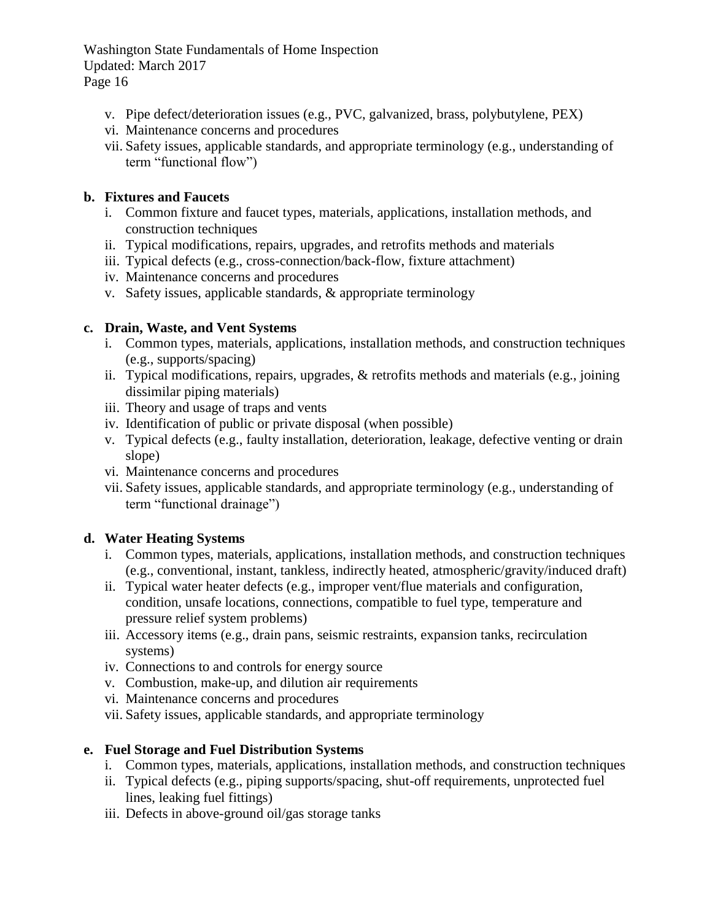v. Pipe defect/deterioration issues (e.g., PVC, galvanized, brass, polybutylene, PEX)
vi. Maintenance concerns and procedures
vii. Safety issues, applicable standards, and appropriate terminology (e.g., understanding of term "functional flow")

**b. Fixtures and Faucets**

i. Common fixture and faucet types, materials, applications, installation methods, and construction techniques
ii. Typical modifications, repairs, upgrades, and retrofits methods and materials
iii. Typical defects (e.g., cross-connection/back-flow, fixture attachment)
iv. Maintenance concerns and procedures
v. Safety issues, applicable standards, & appropriate terminology

**c. Drain, Waste, and Vent Systems**

i. Common types, materials, applications, installation methods, and construction techniques (e.g., supports/spacing)
ii. Typical modifications, repairs, upgrades, & retrofits methods and materials (e.g., joining dissimilar piping materials)
iii. Theory and usage of traps and vents
iv. Identification of public or private disposal (when possible)
v. Typical defects (e.g., faulty installation, deterioration, leakage, defective venting or drain slope)
vi. Maintenance concerns and procedures
vii. Safety issues, applicable standards, and appropriate terminology (e.g., understanding of term "functional drainage")

**d. Water Heating Systems**

i. Common types, materials, applications, installation methods, and construction techniques (e.g., conventional, instant, tankless, indirectly heated, atmospheric/gravity/induced draft)
ii. Typical water heater defects (e.g., improper vent/flue materials and configuration, condition, unsafe locations, connections, compatible to fuel type, temperature and pressure relief system problems)
iii. Accessory items (e.g., drain pans, seismic restraints, expansion tanks, recirculation systems)
iv. Connections to and controls for energy source
v. Combustion, make-up, and dilution air requirements
vi. Maintenance concerns and procedures
vii. Safety issues, applicable standards, and appropriate terminology

**e. Fuel Storage and Fuel Distribution Systems**

i. Common types, materials, applications, installation methods, and construction techniques
ii. Typical defects (e.g., piping supports/spacing, shut-off requirements, unprotected fuel lines, leaking fuel fittings)
iii. Defects in above-ground oil/gas storage tanks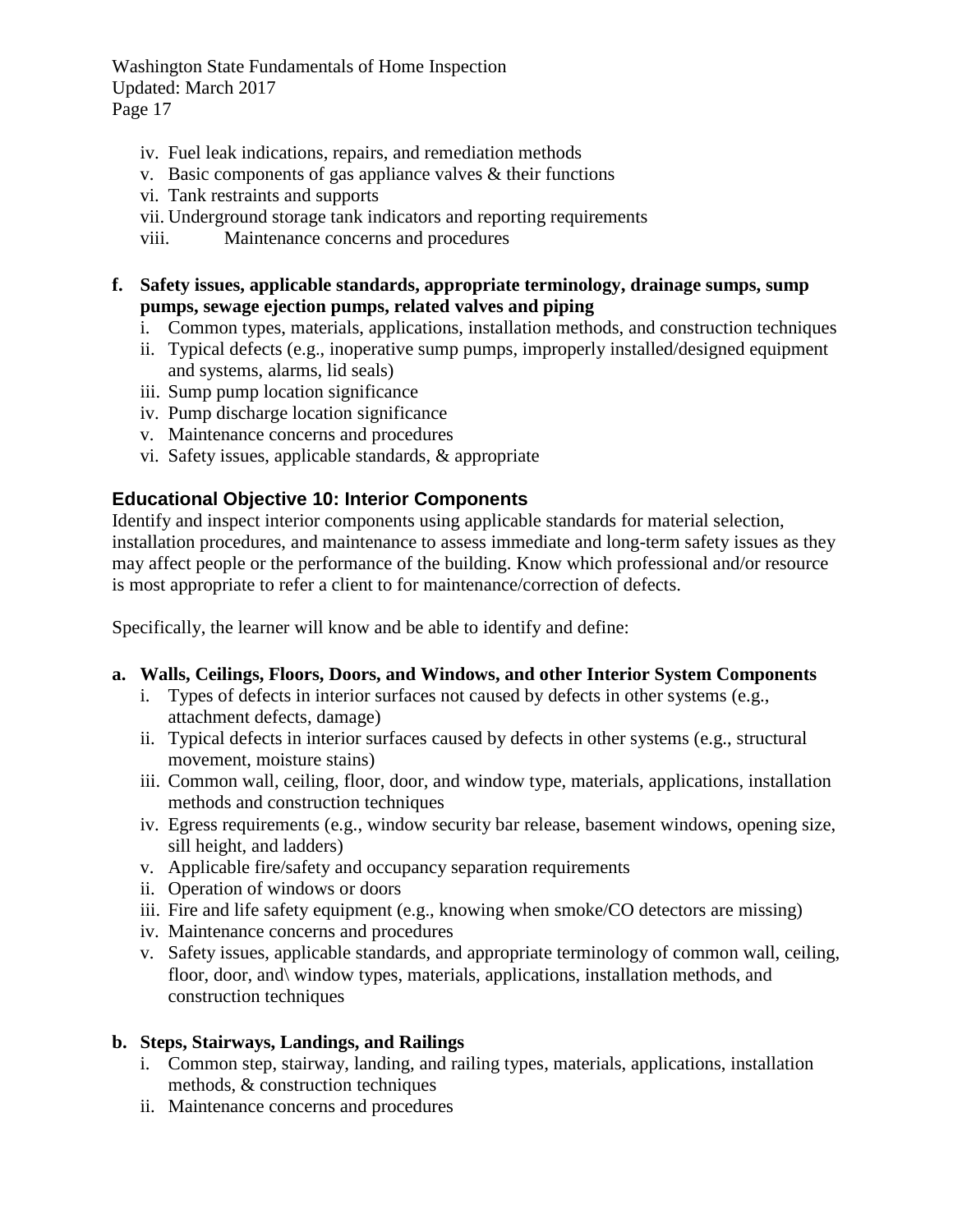iv. Fuel leak indications, repairs, and remediation methods
v. Basic components of gas appliance valves & their functions
vi. Tank restraints and supports
vii. Underground storage tank indicators and reporting requirements
viii. Maintenance concerns and procedures

**f. Safety issues, applicable standards, appropriate terminology, drainage sumps, sump pumps, sewage ejection pumps, related valves and piping**

i. Common types, materials, applications, installation methods, and construction techniques
ii. Typical defects (e.g., inoperative sump pumps, improperly installed/designed equipment and systems, alarms, lid seals)
iii. Sump pump location significance
iv. Pump discharge location significance
v. Maintenance concerns and procedures
vi. Safety issues, applicable standards, & appropriate

### Educational Objective 10: Interior Components

Identify and inspect interior components using applicable standards for material selection, installation procedures, and maintenance to assess immediate and long-term safety issues as they may affect people or the performance of the building. Know which professional and/or resource is most appropriate to refer a client to for maintenance/correction of defects.

Specifically, the learner will know and be able to identify and define:

**a. Walls, Ceilings, Floors, Doors, and Windows, and other Interior System Components**

i. Types of defects in interior surfaces not caused by defects in other systems (e.g., attachment defects, damage)
ii. Typical defects in interior surfaces caused by defects in other systems (e.g., structural movement, moisture stains)
iii. Common wall, ceiling, floor, door, and window type, materials, applications, installation methods and construction techniques
iv. Egress requirements (e.g., window security bar release, basement windows, opening size, sill height, and ladders)
v. Applicable fire/safety and occupancy separation requirements
ii. Operation of windows or doors
iii. Fire and life safety equipment (e.g., knowing when smoke/CO detectors are missing)
iv. Maintenance concerns and procedures
v. Safety issues, applicable standards, and appropriate terminology of common wall, ceiling, floor, door, and\ window types, materials, applications, installation methods, and construction techniques

**b. Steps, Stairways, Landings, and Railings**

i. Common step, stairway, landing, and railing types, materials, applications, installation methods, & construction techniques
ii. Maintenance concerns and procedures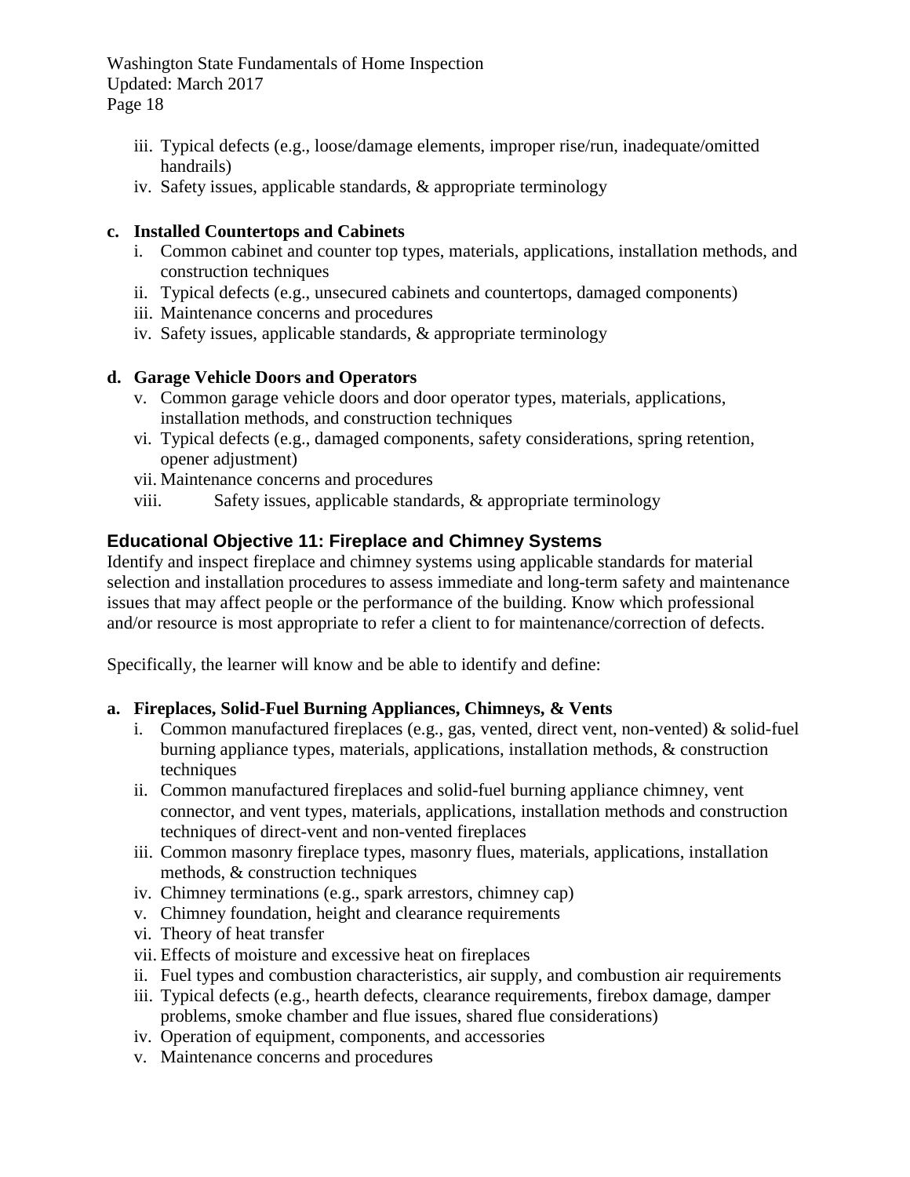iii. Typical defects (e.g., loose/damage elements, improper rise/run, inadequate/omitted handrails)
iv. Safety issues, applicable standards, & appropriate terminology

**c. Installed Countertops and Cabinets**

i. Common cabinet and counter top types, materials, applications, installation methods, and construction techniques
ii. Typical defects (e.g., unsecured cabinets and countertops, damaged components)
iii. Maintenance concerns and procedures
iv. Safety issues, applicable standards, & appropriate terminology

**d. Garage Vehicle Doors and Operators**

v. Common garage vehicle doors and door operator types, materials, applications, installation methods, and construction techniques
vi. Typical defects (e.g., damaged components, safety considerations, spring retention, opener adjustment)
vii. Maintenance concerns and procedures
viii. Safety issues, applicable standards, & appropriate terminology

### Educational Objective 11: Fireplace and Chimney Systems

Identify and inspect fireplace and chimney systems using applicable standards for material selection and installation procedures to assess immediate and long-term safety and maintenance issues that may affect people or the performance of the building. Know which professional and/or resource is most appropriate to refer a client to for maintenance/correction of defects.

Specifically, the learner will know and be able to identify and define:

**a. Fireplaces, Solid-Fuel Burning Appliances, Chimneys, & Vents**

i. Common manufactured fireplaces (e.g., gas, vented, direct vent, non-vented) & solid-fuel burning appliance types, materials, applications, installation methods, & construction techniques
ii. Common manufactured fireplaces and solid-fuel burning appliance chimney, vent connector, and vent types, materials, applications, installation methods and construction techniques of direct-vent and non-vented fireplaces
iii. Common masonry fireplace types, masonry flues, materials, applications, installation methods, & construction techniques
iv. Chimney terminations (e.g., spark arrestors, chimney cap)
v. Chimney foundation, height and clearance requirements
vi. Theory of heat transfer
vii. Effects of moisture and excessive heat on fireplaces
ii. Fuel types and combustion characteristics, air supply, and combustion air requirements
iii. Typical defects (e.g., hearth defects, clearance requirements, firebox damage, damper problems, smoke chamber and flue issues, shared flue considerations)
iv. Operation of equipment, components, and accessories
v. Maintenance concerns and procedures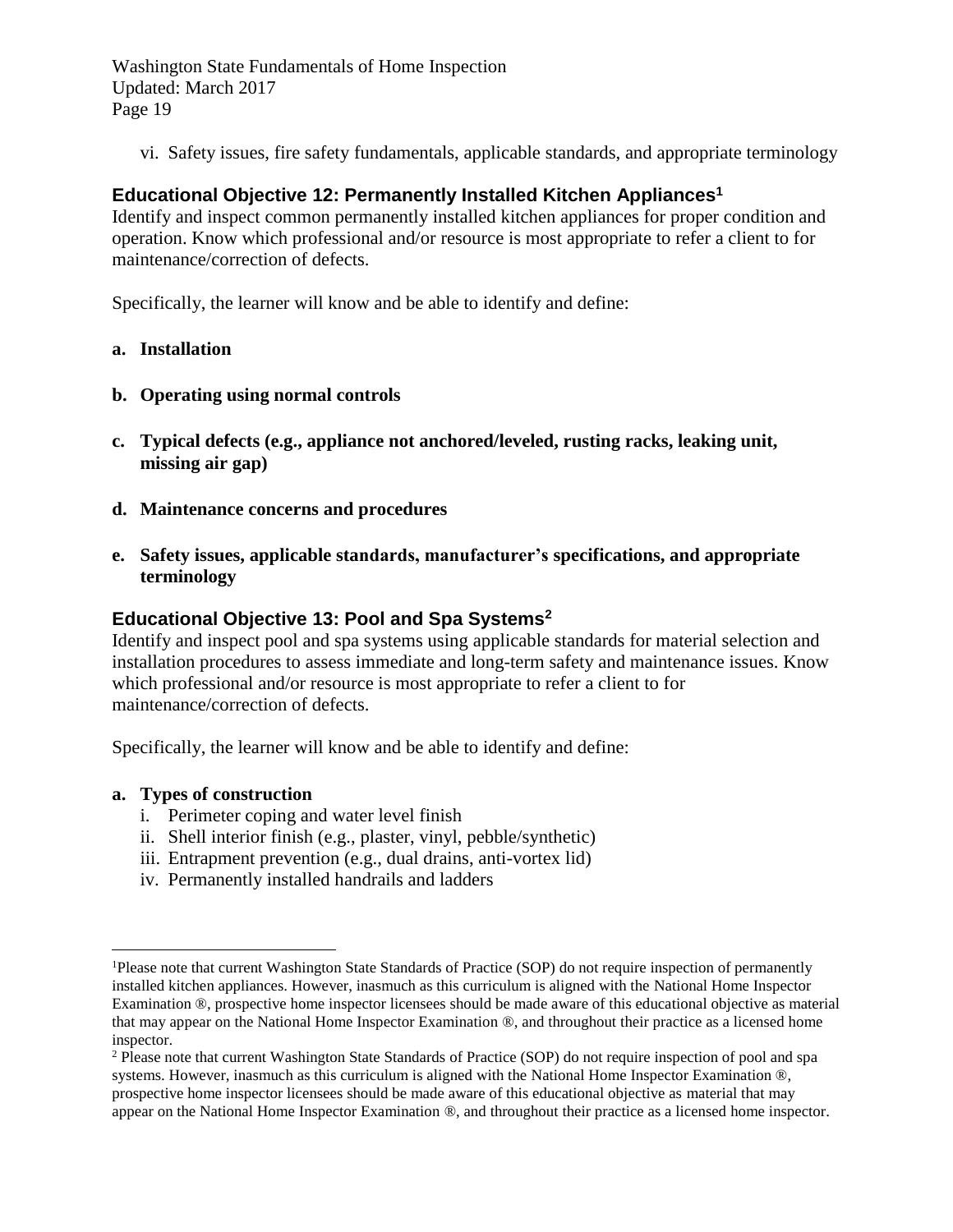vi. Safety issues, fire safety fundamentals, applicable standards, and appropriate terminology

### Educational Objective 12: Permanently Installed Kitchen Appliances[1]

Identify and inspect common permanently installed kitchen appliances for proper condition and operation. Know which professional and/or resource is most appropriate to refer a client to for maintenance/correction of defects.

Specifically, the learner will know and be able to identify and define:

**a. Installation**

**b. Operating using normal controls**

**c. Typical defects (e.g., appliance not anchored/leveled, rusting racks, leaking unit, missing air gap)**

**d. Maintenance concerns and procedures**

**e. Safety issues, applicable standards, manufacturer's specifications, and appropriate terminology**

### Educational Objective 13: Pool and Spa Systems[2]

Identify and inspect pool and spa systems using applicable standards for material selection and installation procedures to assess immediate and long-term safety and maintenance issues. Know which professional and/or resource is most appropriate to refer a client to for maintenance/correction of defects.

Specifically, the learner will know and be able to identify and define:

**a. Types of construction**

i. Perimeter coping and water level finish
ii. Shell interior finish (e.g., plaster, vinyl, pebble/synthetic)
iii. Entrapment prevention (e.g., dual drains, anti-vortex lid)
iv. Permanently installed handrails and ladders

---

[1] Please note that current Washington State Standards of Practice (SOP) do not require inspection of permanently installed kitchen appliances. However, inasmuch as this curriculum is aligned with the National Home Inspector Examination ®, prospective home inspector licensees should be made aware of this educational objective as material that may appear on the National Home Inspector Examination ®, and throughout their practice as a licensed home inspector.

[2] Please note that current Washington State Standards of Practice (SOP) do not require inspection of pool and spa systems. However, inasmuch as this curriculum is aligned with the National Home Inspector Examination ®, prospective home inspector licensees should be made aware of this educational objective as material that may appear on the National Home Inspector Examination ®, and throughout their practice as a licensed home inspector.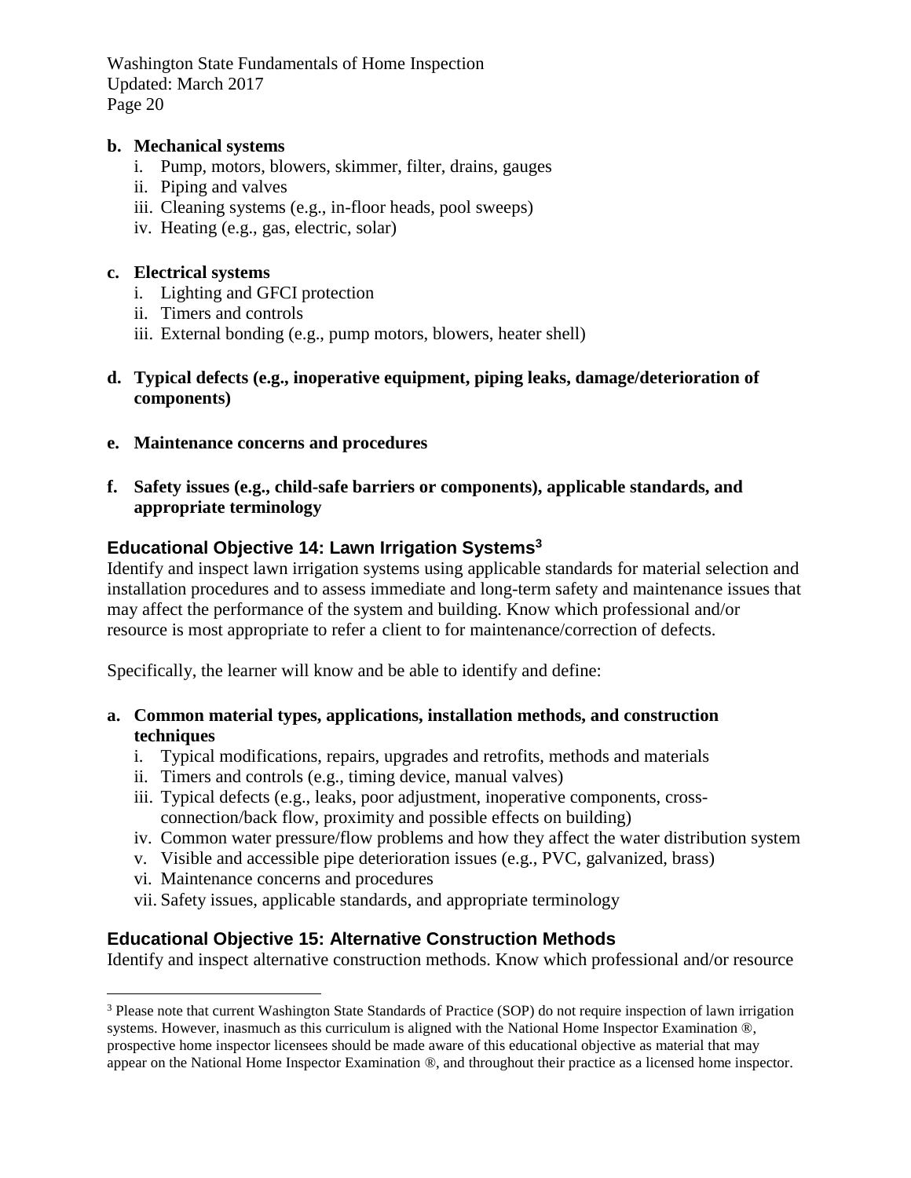**b. Mechanical systems**

i. Pump, motors, blowers, skimmer, filter, drains, gauges
ii. Piping and valves
iii. Cleaning systems (e.g., in-floor heads, pool sweeps)
iv. Heating (e.g., gas, electric, solar)

**c. Electrical systems**

i. Lighting and GFCI protection
ii. Timers and controls
iii. External bonding (e.g., pump motors, blowers, heater shell)

**d. Typical defects (e.g., inoperative equipment, piping leaks, damage/deterioration of components)**

**e. Maintenance concerns and procedures**

**f. Safety issues (e.g., child-safe barriers or components), applicable standards, and appropriate terminology**

## Educational Objective 14: Lawn Irrigation Systems[3]

Identify and inspect lawn irrigation systems using applicable standards for material selection and installation procedures and to assess immediate and long-term safety and maintenance issues that may affect the performance of the system and building. Know which professional and/or resource is most appropriate to refer a client to for maintenance/correction of defects.

Specifically, the learner will know and be able to identify and define:

**a. Common material types, applications, installation methods, and construction techniques**

i. Typical modifications, repairs, upgrades and retrofits, methods and materials
ii. Timers and controls (e.g., timing device, manual valves)
iii. Typical defects (e.g., leaks, poor adjustment, inoperative components, cross-connection/back flow, proximity and possible effects on building)
iv. Common water pressure/flow problems and how they affect the water distribution system
v. Visible and accessible pipe deterioration issues (e.g., PVC, galvanized, brass)
vi. Maintenance concerns and procedures
vii. Safety issues, applicable standards, and appropriate terminology

## Educational Objective 15: Alternative Construction Methods

Identify and inspect alternative construction methods. Know which professional and/or resource

---

[3] Please note that current Washington State Standards of Practice (SOP) do not require inspection of lawn irrigation systems. However, inasmuch as this curriculum is aligned with the National Home Inspector Examination ®, prospective home inspector licensees should be made aware of this educational objective as material that may appear on the National Home Inspector Examination ®, and throughout their practice as a licensed home inspector.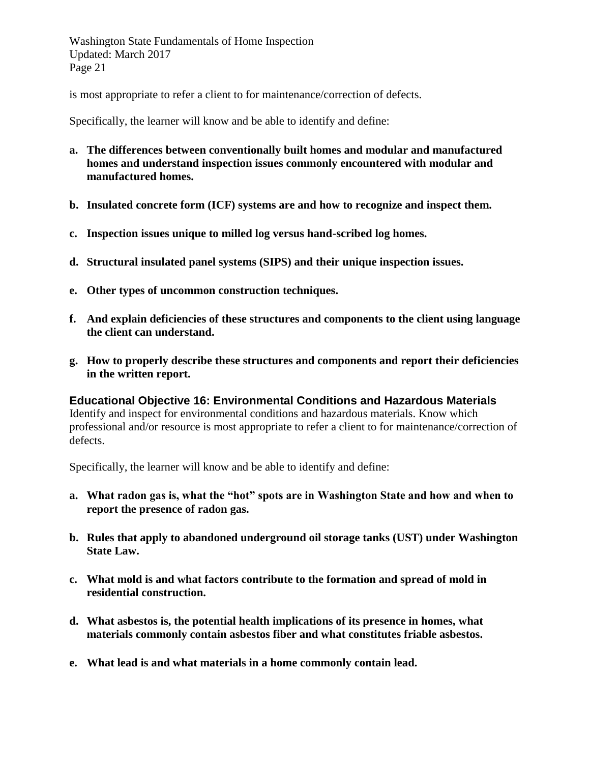is most appropriate to refer a client to for maintenance/correction of defects.

Specifically, the learner will know and be able to identify and define:

**a. The differences between conventionally built homes and modular and manufactured homes and understand inspection issues commonly encountered with modular and manufactured homes.**

**b. Insulated concrete form (ICF) systems are and how to recognize and inspect them.**

**c. Inspection issues unique to milled log versus hand-scribed log homes.**

**d. Structural insulated panel systems (SIPS) and their unique inspection issues.**

**e. Other types of uncommon construction techniques.**

**f. And explain deficiencies of these structures and components to the client using language the client can understand.**

**g. How to properly describe these structures and components and report their deficiencies in the written report.**

### Educational Objective 16: Environmental Conditions and Hazardous Materials

Identify and inspect for environmental conditions and hazardous materials. Know which professional and/or resource is most appropriate to refer a client to for maintenance/correction of defects.

Specifically, the learner will know and be able to identify and define:

**a. What radon gas is, what the "hot" spots are in Washington State and how and when to report the presence of radon gas.**

**b. Rules that apply to abandoned underground oil storage tanks (UST) under Washington State Law.**

**c. What mold is and what factors contribute to the formation and spread of mold in residential construction.**

**d. What asbestos is, the potential health implications of its presence in homes, what materials commonly contain asbestos fiber and what constitutes friable asbestos.**

**e. What lead is and what materials in a home commonly contain lead.**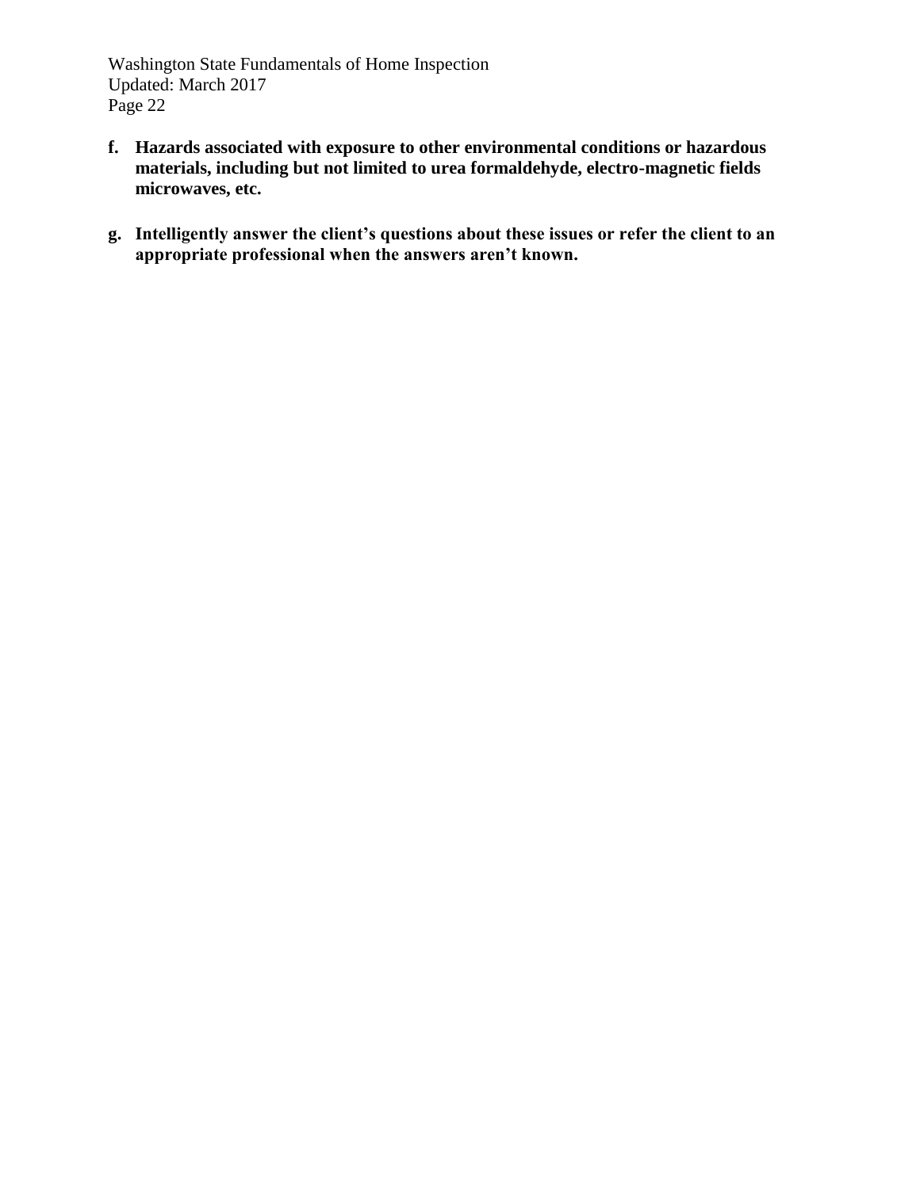**f. Hazards associated with exposure to other environmental conditions or hazardous materials, including but not limited to urea formaldehyde, electro-magnetic fields microwaves, etc.**

**g. Intelligently answer the client's questions about these issues or refer the client to an appropriate professional when the answers aren't known.**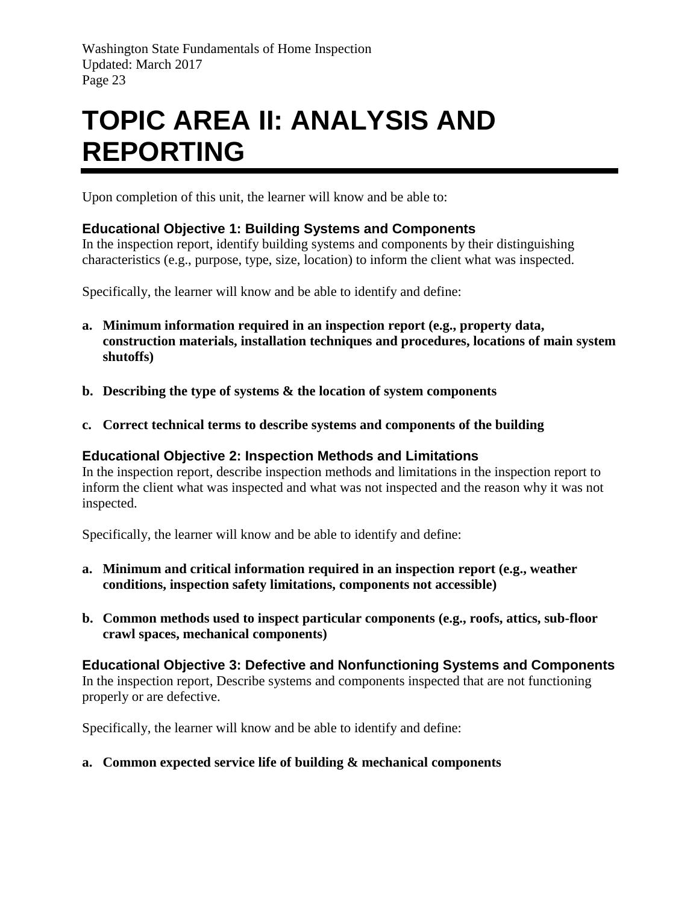# TOPIC AREA II: ANALYSIS AND REPORTING

Upon completion of this unit, the learner will know and be able to:

### Educational Objective 1: Building Systems and Components

In the inspection report, identify building systems and components by their distinguishing characteristics (e.g., purpose, type, size, location) to inform the client what was inspected.

Specifically, the learner will know and be able to identify and define:

a. **Minimum information required in an inspection report (e.g., property data, construction materials, installation techniques and procedures, locations of main system shutoffs)**

b. **Describing the type of systems & the location of system components**

c. **Correct technical terms to describe systems and components of the building**

### Educational Objective 2: Inspection Methods and Limitations

In the inspection report, describe inspection methods and limitations in the inspection report to inform the client what was inspected and what was not inspected and the reason why it was not inspected.

Specifically, the learner will know and be able to identify and define:

a. **Minimum and critical information required in an inspection report (e.g., weather conditions, inspection safety limitations, components not accessible)**

b. **Common methods used to inspect particular components (e.g., roofs, attics, sub-floor crawl spaces, mechanical components)**

### Educational Objective 3: Defective and Nonfunctioning Systems and Components

In the inspection report, Describe systems and components inspected that are not functioning properly or are defective.

Specifically, the learner will know and be able to identify and define:

a. **Common expected service life of building & mechanical components**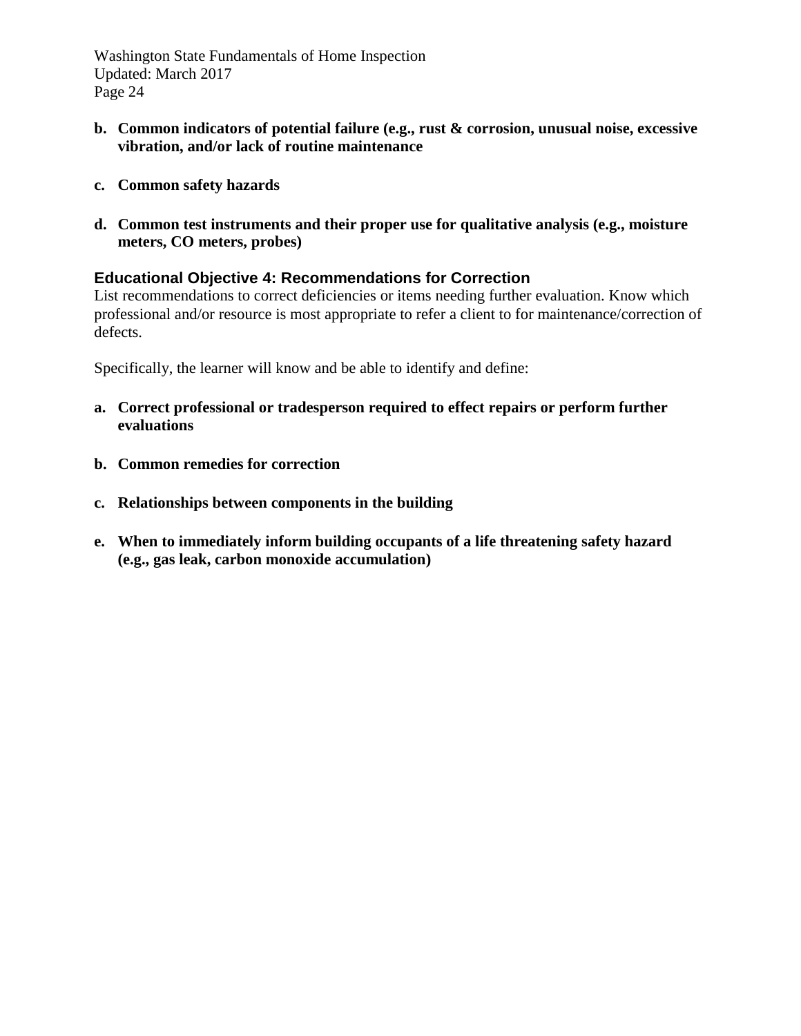**b. Common indicators of potential failure (e.g., rust & corrosion, unusual noise, excessive vibration, and/or lack of routine maintenance**

**c. Common safety hazards**

**d. Common test instruments and their proper use for qualitative analysis (e.g., moisture meters, CO meters, probes)**

### Educational Objective 4: Recommendations for Correction

List recommendations to correct deficiencies or items needing further evaluation. Know which professional and/or resource is most appropriate to refer a client to for maintenance/correction of defects.

Specifically, the learner will know and be able to identify and define:

**a. Correct professional or tradesperson required to effect repairs or perform further evaluations**

**b. Common remedies for correction**

**c. Relationships between components in the building**

**e. When to immediately inform building occupants of a life threatening safety hazard (e.g., gas leak, carbon monoxide accumulation)**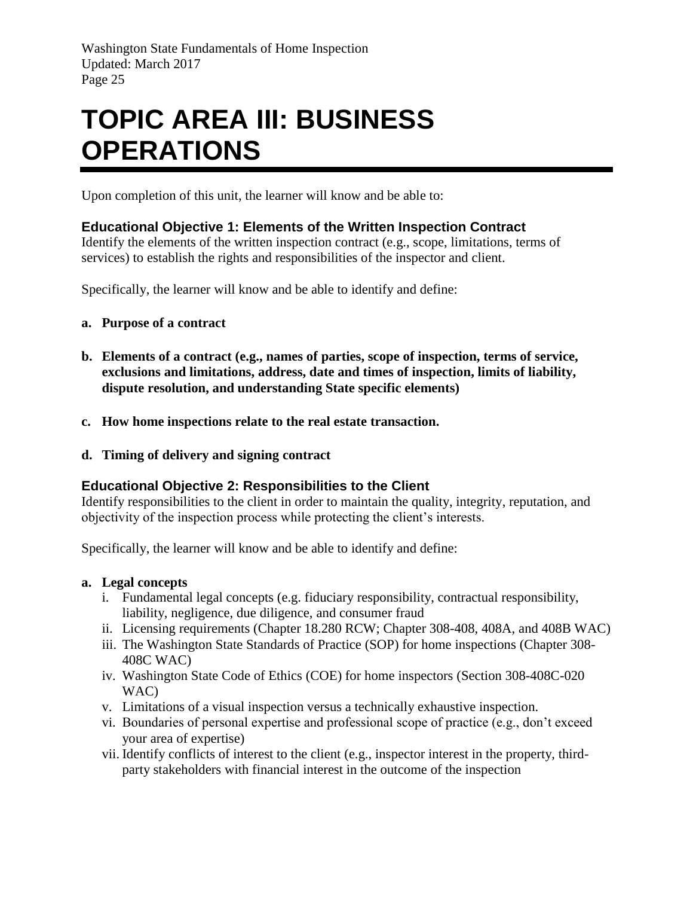# TOPIC AREA III: BUSINESS OPERATIONS

Upon completion of this unit, the learner will know and be able to:

### Educational Objective 1: Elements of the Written Inspection Contract

Identify the elements of the written inspection contract (e.g., scope, limitations, terms of services) to establish the rights and responsibilities of the inspector and client.

Specifically, the learner will know and be able to identify and define:

a. **Purpose of a contract**

b. **Elements of a contract (e.g., names of parties, scope of inspection, terms of service, exclusions and limitations, address, date and times of inspection, limits of liability, dispute resolution, and understanding State specific elements)**

c. **How home inspections relate to the real estate transaction.**

d. **Timing of delivery and signing contract**

### Educational Objective 2: Responsibilities to the Client

Identify responsibilities to the client in order to maintain the quality, integrity, reputation, and objectivity of the inspection process while protecting the client's interests.

Specifically, the learner will know and be able to identify and define:

a. **Legal concepts**
   i. Fundamental legal concepts (e.g. fiduciary responsibility, contractual responsibility, liability, negligence, due diligence, and consumer fraud
   ii. Licensing requirements (Chapter 18.280 RCW; Chapter 308-408, 408A, and 408B WAC)
   iii. The Washington State Standards of Practice (SOP) for home inspections (Chapter 308-408C WAC)
   iv. Washington State Code of Ethics (COE) for home inspectors (Section 308-408C-020 WAC)
   v. Limitations of a visual inspection versus a technically exhaustive inspection.
   vi. Boundaries of personal expertise and professional scope of practice (e.g., don't exceed your area of expertise)
   vii. Identify conflicts of interest to the client (e.g., inspector interest in the property, third-party stakeholders with financial interest in the outcome of the inspection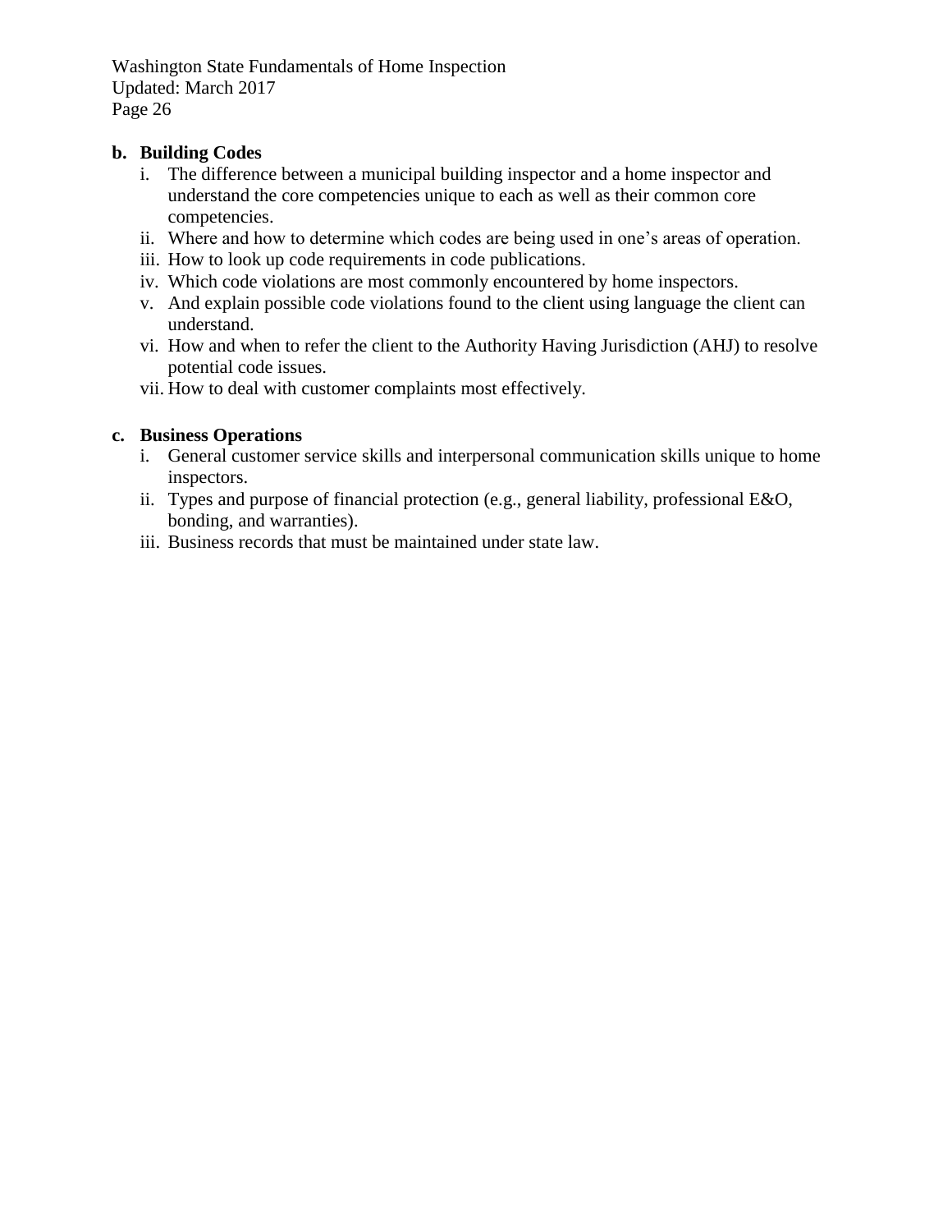**b. Building Codes**

i. The difference between a municipal building inspector and a home inspector and understand the core competencies unique to each as well as their common core competencies.
ii. Where and how to determine which codes are being used in one's areas of operation.
iii. How to look up code requirements in code publications.
iv. Which code violations are most commonly encountered by home inspectors.
v. And explain possible code violations found to the client using language the client can understand.
vi. How and when to refer the client to the Authority Having Jurisdiction (AHJ) to resolve potential code issues.
vii. How to deal with customer complaints most effectively.

**c. Business Operations**

i. General customer service skills and interpersonal communication skills unique to home inspectors.
ii. Types and purpose of financial protection (e.g., general liability, professional E&O, bonding, and warranties).
iii. Business records that must be maintained under state law.